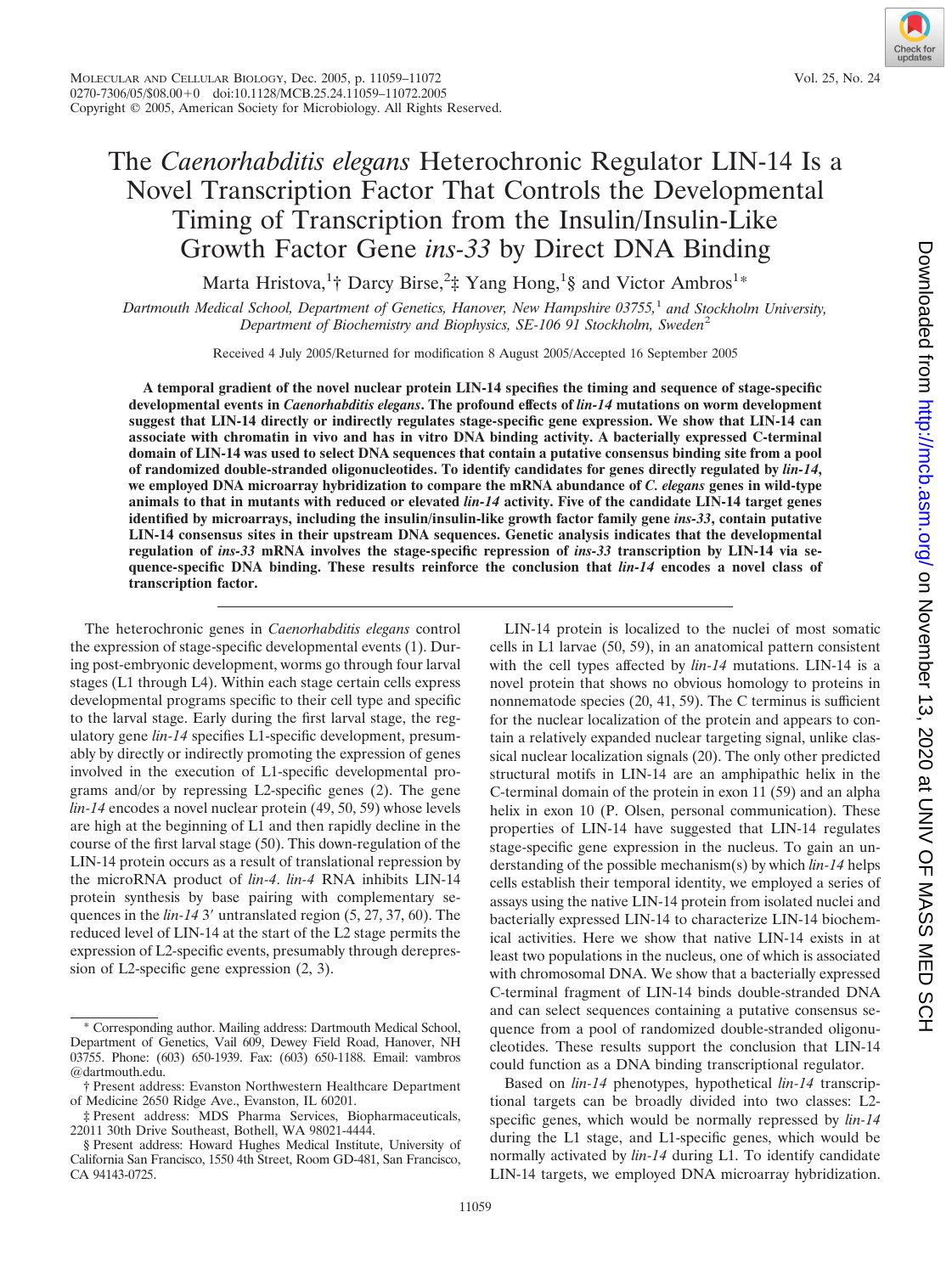# The *Caenorhabditis elegans* Heterochronic Regulator LIN-14 Is a Novel Transcription Factor That Controls the Developmental Timing of Transcription from the Insulin/Insulin-Like Growth Factor Gene *ins-33* by Direct DNA Binding

Marta Hristova,[1]† Darcy Birse,[2]‡ Yang Hong,[1]§ and Victor Ambros[1]*

*Dartmouth Medical School, Department of Genetics, Hanover, New Hampshire 03755,[1] and Stockholm University, Department of Biochemistry and Biophysics, SE-106 91 Stockholm, Sweden[2]*

Received 4 July 2005/Returned for modification 8 August 2005/Accepted 16 September 2005

**A temporal gradient of the novel nuclear protein LIN-14 specifies the timing and sequence of stage-specific developmental events in *Caenorhabditis elegans*. The profound effects of *lin-14* mutations on worm development suggest that LIN-14 directly or indirectly regulates stage-specific gene expression. We show that LIN-14 can associate with chromatin in vivo and has in vitro DNA binding activity. A bacterially expressed C-terminal domain of LIN-14 was used to select DNA sequences that contain a putative consensus binding site from a pool of randomized double-stranded oligonucleotides. To identify candidates for genes directly regulated by *lin-14*, we employed DNA microarray hybridization to compare the mRNA abundance of *C. elegans* genes in wild-type animals to that in mutants with reduced or elevated *lin-14* activity. Five of the candidate LIN-14 target genes identified by microarrays, including the insulin/insulin-like growth factor family gene *ins-33*, contain putative LIN-14 consensus sites in their upstream DNA sequences. Genetic analysis indicates that the developmental regulation of *ins-33* mRNA involves the stage-specific repression of *ins-33* transcription by LIN-14 via sequence-specific DNA binding. These results reinforce the conclusion that *lin-14* encodes a novel class of transcription factor.**

The heterochronic genes in *Caenorhabditis elegans* control the expression of stage-specific developmental events (1). During post-embryonic development, worms go through four larval stages (L1 through L4). Within each stage certain cells express developmental programs specific to their cell type and specific to the larval stage. Early during the first larval stage, the regulatory gene *lin-14* specifies L1-specific development, presumably by directly or indirectly promoting the expression of genes involved in the execution of L1-specific developmental programs and/or by repressing L2-specific genes (2). The gene *lin-14* encodes a novel nuclear protein (49, 50, 59) whose levels are high at the beginning of L1 and then rapidly decline in the course of the first larval stage (50). This down-regulation of the LIN-14 protein occurs as a result of translational repression by the microRNA product of *lin-4*. *lin-4* RNA inhibits LIN-14 protein synthesis by base pairing with complementary sequences in the *lin-14* 3′ untranslated region (5, 27, 37, 60). The reduced level of LIN-14 at the start of the L2 stage permits the expression of L2-specific events, presumably through derepression of L2-specific gene expression (2, 3).

LIN-14 protein is localized to the nuclei of most somatic cells in L1 larvae (50, 59), in an anatomical pattern consistent with the cell types affected by *lin-14* mutations. LIN-14 is a novel protein that shows no obvious homology to proteins in nonnematode species (20, 41, 59). The C terminus is sufficient for the nuclear localization of the protein and appears to contain a relatively expanded nuclear targeting signal, unlike classical nuclear localization signals (20). The only other predicted structural motifs in LIN-14 are an amphipathic helix in the C-terminal domain of the protein in exon 11 (59) and an alpha helix in exon 10 (P. Olsen, personal communication). These properties of LIN-14 have suggested that LIN-14 regulates stage-specific gene expression in the nucleus. To gain an understanding of the possible mechanism(s) by which *lin-14* helps cells establish their temporal identity, we employed a series of assays using the native LIN-14 protein from isolated nuclei and bacterially expressed LIN-14 to characterize LIN-14 biochemical activities. Here we show that native LIN-14 exists in at least two populations in the nucleus, one of which is associated with chromosomal DNA. We show that a bacterially expressed C-terminal fragment of LIN-14 binds double-stranded DNA and can select sequences containing a putative consensus sequence from a pool of randomized double-stranded oligonucleotides. These results support the conclusion that LIN-14 could function as a DNA binding transcriptional regulator.

Based on *lin-14* phenotypes, hypothetical *lin-14* transcriptional targets can be broadly divided into two classes: L2-specific genes, which would be normally repressed by *lin-14* during the L1 stage, and L1-specific genes, which would be normally activated by *lin-14* during L1. To identify candidate LIN-14 targets, we employed DNA microarray hybridization.

\* Corresponding author. Mailing address: Dartmouth Medical School, Department of Genetics, Vail 609, Dewey Field Road, Hanover, NH 03755. Phone: (603) 650-1939. Fax: (603) 650-1188. Email: vambros@dartmouth.edu.

† Present address: Evanston Northwestern Healthcare Department of Medicine 2650 Ridge Ave., Evanston, IL 60201.

‡ Present address: MDS Pharma Services, Biopharmaceuticals, 22011 30th Drive Southeast, Bothell, WA 98021-4444.

§ Present address: Howard Hughes Medical Institute, University of California San Francisco, 1550 4th Street, Room GD-481, San Francisco, CA 94143-0725.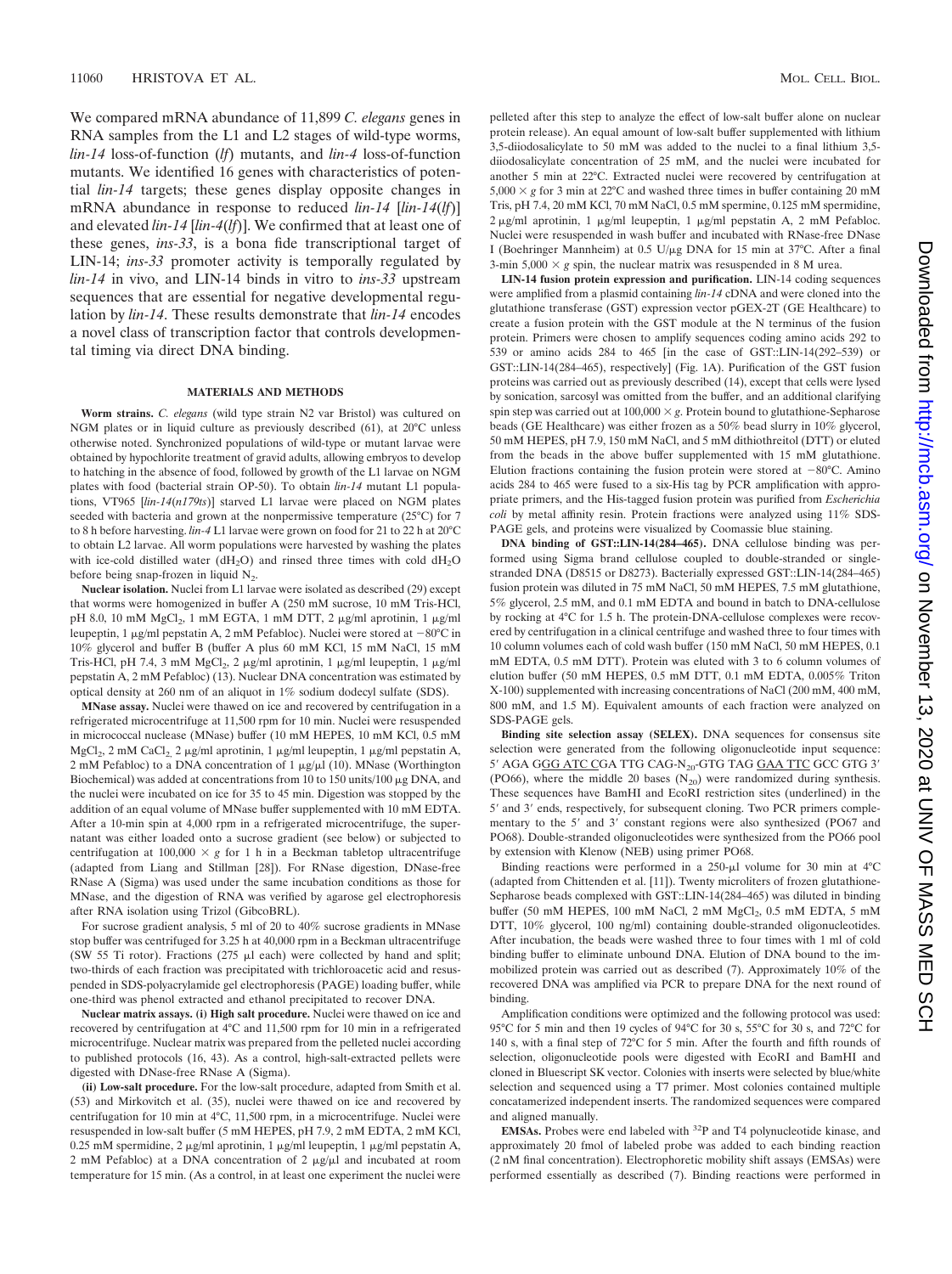We compared mRNA abundance of 11,899 *C. elegans* genes in RNA samples from the L1 and L2 stages of wild-type worms, *lin-14* loss-of-function (*lf*) mutants, and *lin-4* loss-of-function mutants. We identified 16 genes with characteristics of potential *lin-14* targets; these genes display opposite changes in mRNA abundance in response to reduced *lin-14* [*lin-14*(*lf*)] and elevated *lin-14* [*lin-4*(*lf*)]. We confirmed that at least one of these genes, *ins-33*, is a bona fide transcriptional target of LIN-14; *ins-33* promoter activity is temporally regulated by *lin-14* in vivo, and LIN-14 binds in vitro to *ins-33* upstream sequences that are essential for negative developmental regulation by *lin-14*. These results demonstrate that *lin-14* encodes a novel class of transcription factor that controls developmental timing via direct DNA binding.

## MATERIALS AND METHODS

**Worm strains.** *C. elegans* (wild type strain N2 var Bristol) was cultured on NGM plates or in liquid culture as previously described (61), at 20°C unless otherwise noted. Synchronized populations of wild-type or mutant larvae were obtained by hypochlorite treatment of gravid adults, allowing embryos to develop to hatching in the absence of food, followed by growth of the L1 larvae on NGM plates with food (bacterial strain OP-50). To obtain *lin-14* mutant L1 populations, VT965 [*lin-14*(*n179ts*)] starved L1 larvae were placed on NGM plates seeded with bacteria and grown at the nonpermissive temperature (25°C) for 7 to 8 h before harvesting. *lin-4* L1 larvae were grown on food for 21 to 22 h at 20°C to obtain L2 larvae. All worm populations were harvested by washing the plates with ice-cold distilled water ($dH_2O$) and rinsed three times with cold $dH_2O$ before being snap-frozen in liquid $N_2$.

**Nuclear isolation.** Nuclei from L1 larvae were isolated as described (29) except that worms were homogenized in buffer A (250 mM sucrose, 10 mM Tris-HCl, pH 8.0, 10 mM $MgCl_2$, 1 mM EGTA, 1 mM DTT, 2 μg/ml aprotinin, 1 μg/ml leupeptin, 1 μg/ml pepstatin A, 2 mM Pefabloc). Nuclei were stored at −80°C in 10% glycerol and buffer B (buffer A plus 60 mM KCl, 15 mM NaCl, 15 mM Tris-HCl, pH 7.4, 3 mM $MgCl_2$, 2 μg/ml aprotinin, 1 μg/ml leupeptin, 1 μg/ml pepstatin A, 2 mM Pefabloc) (13). Nuclear DNA concentration was estimated by optical density at 260 nm of an aliquot in 1% sodium dodecyl sulfate (SDS).

**MNase assay.** Nuclei were thawed on ice and recovered by centrifugation in a refrigerated microcentrifuge at 11,500 rpm for 10 min. Nuclei were resuspended in micrococcal nuclease (MNase) buffer (10 mM HEPES, 10 mM KCl, 0.5 mM $MgCl_2$, 2 mM $CaCl_2$, 2 μg/ml aprotinin, 1 μg/ml leupeptin, 1 μg/ml pepstatin A, 2 mM Pefabloc) to a DNA concentration of 1 μg/μl (10). MNase (Worthington Biochemical) was added at concentrations from 10 to 150 units/100 μg DNA, and the nuclei were incubated on ice for 35 to 45 min. Digestion was stopped by the addition of an equal volume of MNase buffer supplemented with 10 mM EDTA. After a 10-min spin at 4,000 rpm in a refrigerated microcentrifuge, the supernatant was either loaded onto a sucrose gradient (see below) or subjected to centrifugation at $100,000 \times g$ for 1 h in a Beckman tabletop ultracentrifuge (adapted from Liang and Stillman [28]). For RNase digestion, DNase-free RNase A (Sigma) was used under the same incubation conditions as those for MNase, and the digestion of RNA was verified by agarose gel electrophoresis after RNA isolation using Trizol (GibcoBRL).

For sucrose gradient analysis, 5 ml of 20 to 40% sucrose gradients in MNase stop buffer was centrifuged for 3.25 h at 40,000 rpm in a Beckman ultracentrifuge (SW 55 Ti rotor). Fractions (275 μl each) were collected by hand and split; two-thirds of each fraction was precipitated with trichloroacetic acid and resuspended in SDS-polyacrylamide gel electrophoresis (PAGE) loading buffer, while one-third was phenol extracted and ethanol precipitated to recover DNA.

**Nuclear matrix assays. (i) High salt procedure.** Nuclei were thawed on ice and recovered by centrifugation at 4°C and 11,500 rpm for 10 min in a refrigerated microcentrifuge. Nuclear matrix was prepared from the pelleted nuclei according to published protocols (16, 43). As a control, high-salt-extracted pellets were digested with DNase-free RNase A (Sigma).

**(ii) Low-salt procedure.** For the low-salt procedure, adapted from Smith et al. (53) and Mirkovitch et al. (35), nuclei were thawed on ice and recovered by centrifugation for 10 min at 4°C, 11,500 rpm, in a microcentrifuge. Nuclei were resuspended in low-salt buffer (5 mM HEPES, pH 7.9, 2 mM EDTA, 2 mM KCl, 0.25 mM spermidine, 2 μg/ml aprotinin, 1 μg/ml leupeptin, 1 μg/ml pepstatin A, 2 mM Pefabloc) at a DNA concentration of 2 μg/μl and incubated at room temperature for 15 min. (As a control, in at least one experiment the nuclei were pelleted after this step to analyze the effect of low-salt buffer alone on nuclear protein release). An equal amount of low-salt buffer supplemented with lithium 3,5-diiodosalicylate to 50 mM was added to the nuclei to a final lithium 3,5-diiodosalicylate concentration of 25 mM, and the nuclei were incubated for another 5 min at 22°C. Extracted nuclei were recovered by centrifugation at $5,000 \times g$ for 3 min at 22°C and washed three times in buffer containing 20 mM Tris, pH 7.4, 20 mM KCl, 70 mM NaCl, 0.5 mM spermine, 0.125 mM spermidine, 2 μg/ml aprotinin, 1 μg/ml leupeptin, 1 μg/ml pepstatin A, 2 mM Pefabloc. Nuclei were resuspended in wash buffer and incubated with RNase-free DNase I (Boehringer Mannheim) at 0.5 U/μg DNA for 15 min at 37°C. After a final 3-min $5,000 \times g$ spin, the nuclear matrix was resuspended in 8 M urea.

**LIN-14 fusion protein expression and purification.** LIN-14 coding sequences were amplified from a plasmid containing *lin-14* cDNA and were cloned into the glutathione transferase (GST) expression vector pGEX-2T (GE Healthcare) to create a fusion protein with the GST module at the N terminus of the fusion protein. Primers were chosen to amplify sequences coding amino acids 292 to 539 or amino acids 284 to 465 [in the case of GST::LIN-14(292–539) or GST::LIN-14(284–465), respectively] (Fig. 1A). Purification of the GST fusion proteins was carried out as previously described (14), except that cells were lysed by sonication, sarcosyl was omitted from the buffer, and an additional clarifying spin step was carried out at $100,000 \times g$. Protein bound to glutathione-Sepharose beads (GE Healthcare) was either frozen as a 50% bead slurry in 10% glycerol, 50 mM HEPES, pH 7.9, 150 mM NaCl, and 5 mM dithiothreitol (DTT) or eluted from the beads in the above buffer supplemented with 15 mM glutathione. Elution fractions containing the fusion protein were stored at −80°C. Amino acids 284 to 465 were fused to a six-His tag by PCR amplification with appropriate primers, and the His-tagged fusion protein was purified from *Escherichia coli* by metal affinity resin. Protein fractions were analyzed using 11% SDS-PAGE gels, and proteins were visualized by Coomassie blue staining.

**DNA binding of GST::LIN-14(284–465).** DNA cellulose binding was performed using Sigma brand cellulose coupled to double-stranded or single-stranded DNA (D8515 or D8273). Bacterially expressed GST::LIN-14(284–465) fusion protein was diluted in 75 mM NaCl, 50 mM HEPES, 7.5 mM glutathione, 5% glycerol, 2.5 mM, and 0.1 mM EDTA and bound in batch to DNA-cellulose by rocking at 4°C for 1.5 h. The protein-DNA-cellulose complexes were recovered by centrifugation in a clinical centrifuge and washed three to four times with 10 column volumes each of cold wash buffer (150 mM NaCl, 50 mM HEPES, 0.1 mM EDTA, 0.5 mM DTT). Protein was eluted with 3 to 6 column volumes of elution buffer (50 mM HEPES, 0.5 mM DTT, 0.1 mM EDTA, 0.005% Triton X-100) supplemented with increasing concentrations of NaCl (200 mM, 400 mM, 800 mM, and 1.5 M). Equivalent amounts of each fraction were analyzed on SDS-PAGE gels.

**Binding site selection assay (SELEX).** DNA sequences for consensus site selection were generated from the following oligonucleotide input sequence: 5′ AGA GGG ATC CGA TTG CAG-$N_{20}$-GTG TAG GAA TTC GCC GTG 3′ (PO66), where the middle 20 bases ($N_{20}$) were randomized during synthesis. These sequences have BamHI and EcoRI restriction sites (underlined) in the 5′ and 3′ ends, respectively, for subsequent cloning. Two PCR primers complementary to the 5′ and 3′ constant regions were also synthesized (PO67 and PO68). Double-stranded oligonucleotides were synthesized from the PO66 pool by extension with Klenow (NEB) using primer PO68.

Binding reactions were performed in a 250-μl volume for 30 min at 4°C (adapted from Chittenden et al. [11]). Twenty microliters of frozen glutathione-Sepharose beads complexed with GST::LIN-14(284–465) was diluted in binding buffer (50 mM HEPES, 100 mM NaCl, 2 mM $MgCl_2$, 0.5 mM EDTA, 5 mM DTT, 10% glycerol, 100 ng/ml) containing double-stranded oligonucleotides. After incubation, the beads were washed three to four times with 1 ml of cold binding buffer to eliminate unbound DNA. Elution of DNA bound to the immobilized protein was carried out as described (7). Approximately 10% of the recovered DNA was amplified via PCR to prepare DNA for the next round of binding.

Amplification conditions were optimized and the following protocol was used: 95°C for 5 min and then 19 cycles of 94°C for 30 s, 55°C for 30 s, and 72°C for 140 s, with a final step of 72°C for 5 min. After the fourth and fifth rounds of selection, oligonucleotide pools were digested with EcoRI and BamHI and cloned in Bluescript SK vector. Colonies with inserts were selected by blue/white selection and sequenced using a T7 primer. Most colonies contained multiple concatamerized independent inserts. The randomized sequences were compared and aligned manually.

**EMSAs.** Probes were end labeled with $^{32}P$ and T4 polynucleotide kinase, and approximately 20 fmol of labeled probe was added to each binding reaction (2 nM final concentration). Electrophoretic mobility shift assays (EMSAs) were performed essentially as described (7). Binding reactions were performed in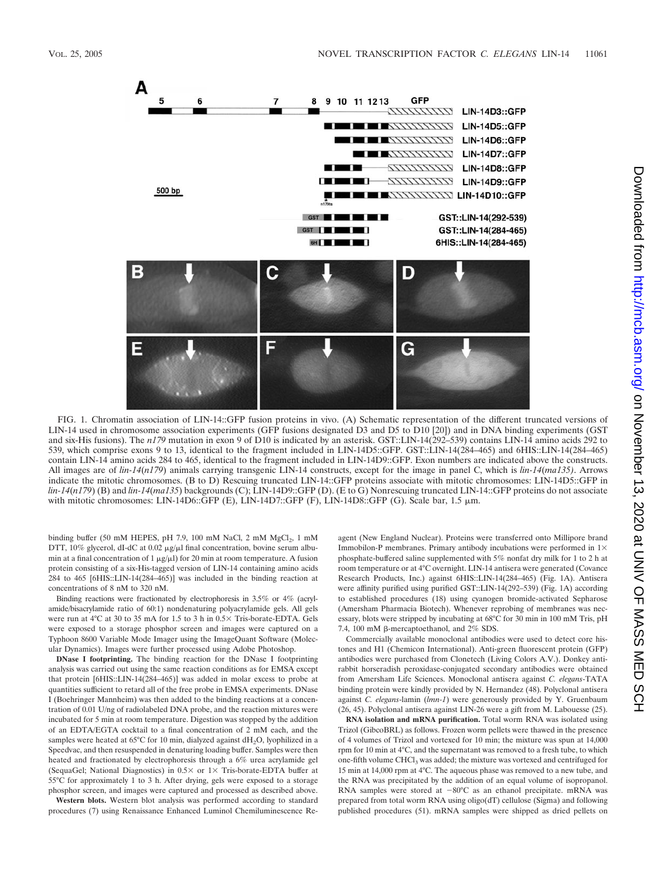A

5 6 7 8 9 10 11 12 13 GFP

LIN-14D3::GFP

LIN-14D5::GFP

LIN-14D6::GFP

LIN-14D7::GFP

LIN-14D8::GFP

LIN-14D9::GFP

500 bp

LIN-14D10::GFP

n179ts

GST GST::LIN-14(292-539)

GST GST::LIN-14(284-465)

6H 6HIS::LIN-14(284-465)

B C D

E F G

FIG. 1. Chromatin association of LIN-14::GFP fusion proteins in vivo. (A) Schematic representation of the different truncated versions of LIN-14 used in chromosome association experiments (GFP fusions designated D3 and D5 to D10 [20]) and in DNA binding experiments (GST and six-His fusions). The *n179* mutation in exon 9 of D10 is indicated by an asterisk. GST::LIN-14(292–539) contains LIN-14 amino acids 292 to 539, which comprise exons 9 to 13, identical to the fragment included in LIN-14D5::GFP. GST::LIN-14(284–465) and 6HIS::LIN-14(284–465) contain LIN-14 amino acids 284 to 465, identical to the fragment included in LIN-14D9::GFP. Exon numbers are indicated above the constructs. All images are of *lin-14*(*n179*) animals carrying transgenic LIN-14 constructs, except for the image in panel C, which is *lin-14*(*ma135*). Arrows indicate the mitotic chromosomes. (B to D) Rescuing truncated LIN-14::GFP proteins associate with mitotic chromosomes: LIN-14D5::GFP in *lin-14*(*n179*) (B) and *lin-14*(*ma135*) backgrounds (C); LIN-14D9::GFP (D). (E to G) Nonrescuing truncated LIN-14::GFP proteins do not associate with mitotic chromosomes: LIN-14D6::GFP (E), LIN-14D7::GFP (F), LIN-14D8::GFP (G). Scale bar, 1.5 μm.

binding buffer (50 mM HEPES, pH 7.9, 100 mM NaCl, 2 mM $MgCl_2$, 1 mM DTT, 10% glycerol, dI-dC at 0.02 μg/μl final concentration, bovine serum albumin at a final concentration of 1 μg/μl) for 20 min at room temperature. A fusion protein consisting of a six-His-tagged version of LIN-14 containing amino acids 284 to 465 [6HIS::LIN-14(284–465)] was included in the binding reaction at concentrations of 8 nM to 320 nM.

Binding reactions were fractionated by electrophoresis in 3.5% or 4% (acrylamide/bisacrylamide ratio of 60:1) nondenaturing polyacrylamide gels. All gels were run at 4°C at 30 to 35 mA for 1.5 to 3 h in 0.5× Tris-borate-EDTA. Gels were exposed to a storage phosphor screen and images were captured on a Typhoon 8600 Variable Mode Imager using the ImageQuant Software (Molecular Dynamics). Images were further processed using Adobe Photoshop.

**DNase I footprinting.** The binding reaction for the DNase I footprinting analysis was carried out using the same reaction conditions as for EMSA except that protein [6HIS::LIN-14(284–465)] was added in molar excess to probe at quantities sufficient to retard all of the free probe in EMSA experiments. DNase I (Boehringer Mannheim) was then added to the binding reactions at a concentration of 0.01 U/ng of radiolabeled DNA probe, and the reaction mixtures were incubated for 5 min at room temperature. Digestion was stopped by the addition of an EDTA/EGTA cocktail to a final concentration of 2 mM each, and the samples were heated at 65°C for 10 min, dialyzed against $dH_2O$, lyophilized in a Speedvac, and then resuspended in denaturing loading buffer. Samples were then heated and fractionated by electrophoresis through a 6% urea acrylamide gel (SequaGel; National Diagnostics) in 0.5× or 1× Tris-borate-EDTA buffer at 55°C for approximately 1 to 3 h. After drying, gels were exposed to a storage phosphor screen, and images were captured and processed as described above.

**Western blots.** Western blot analysis was performed according to standard procedures (7) using Renaissance Enhanced Luminol Chemiluminescence Reagent (New England Nuclear). Proteins were transferred onto Millipore brand Immobilon-P membranes. Primary antibody incubations were performed in 1× phosphate-buffered saline supplemented with 5% nonfat dry milk for 1 to 2 h at room temperature or at 4°C overnight. LIN-14 antisera were generated (Covance Research Products, Inc.) against 6HIS::LIN-14(284–465) (Fig. 1A). Antisera were affinity purified using purified GST::LIN-14(292–539) (Fig. 1A) according to established procedures (18) using cyanogen bromide-activated Sepharose (Amersham Pharmacia Biotech). Whenever reprobing of membranes was necessary, blots were stripped by incubating at 68°C for 30 min in 100 mM Tris, pH 7.4, 100 mM β-mercaptoethanol, and 2% SDS.

Commercially available monoclonal antibodies were used to detect core histones and H1 (Chemicon International). Anti-green fluorescent protein (GFP) antibodies were purchased from Clonetech (Living Colors A.V.). Donkey anti-rabbit horseradish peroxidase-conjugated secondary antibodies were obtained from Amersham Life Sciences. Monoclonal antisera against *C. elegans*-TATA binding protein were kindly provided by N. Hernandez (48). Polyclonal antisera against *C. elegans*-lamin (*lmn-1*) were generously provided by Y. Gruenbaum (26, 45). Polyclonal antisera against LIN-26 were a gift from M. Labouesse (25).

**RNA isolation and mRNA purification.** Total worm RNA was isolated using Trizol (GibcoBRL) as follows. Frozen worm pellets were thawed in the presence of 4 volumes of Trizol and vortexed for 10 min; the mixture was spun at 14,000 rpm for 10 min at 4°C, and the supernatant was removed to a fresh tube, to which one-fifth volume $CHCl_3$ was added; the mixture was vortexed and centrifuged for 15 min at 14,000 rpm at 4°C. The aqueous phase was removed to a new tube, and the RNA was precipitated by the addition of an equal volume of isopropanol. RNA samples were stored at −80°C as an ethanol precipitate. mRNA was prepared from total worm RNA using oligo(dT) cellulose (Sigma) and following published procedures (51). mRNA samples were shipped as dried pellets on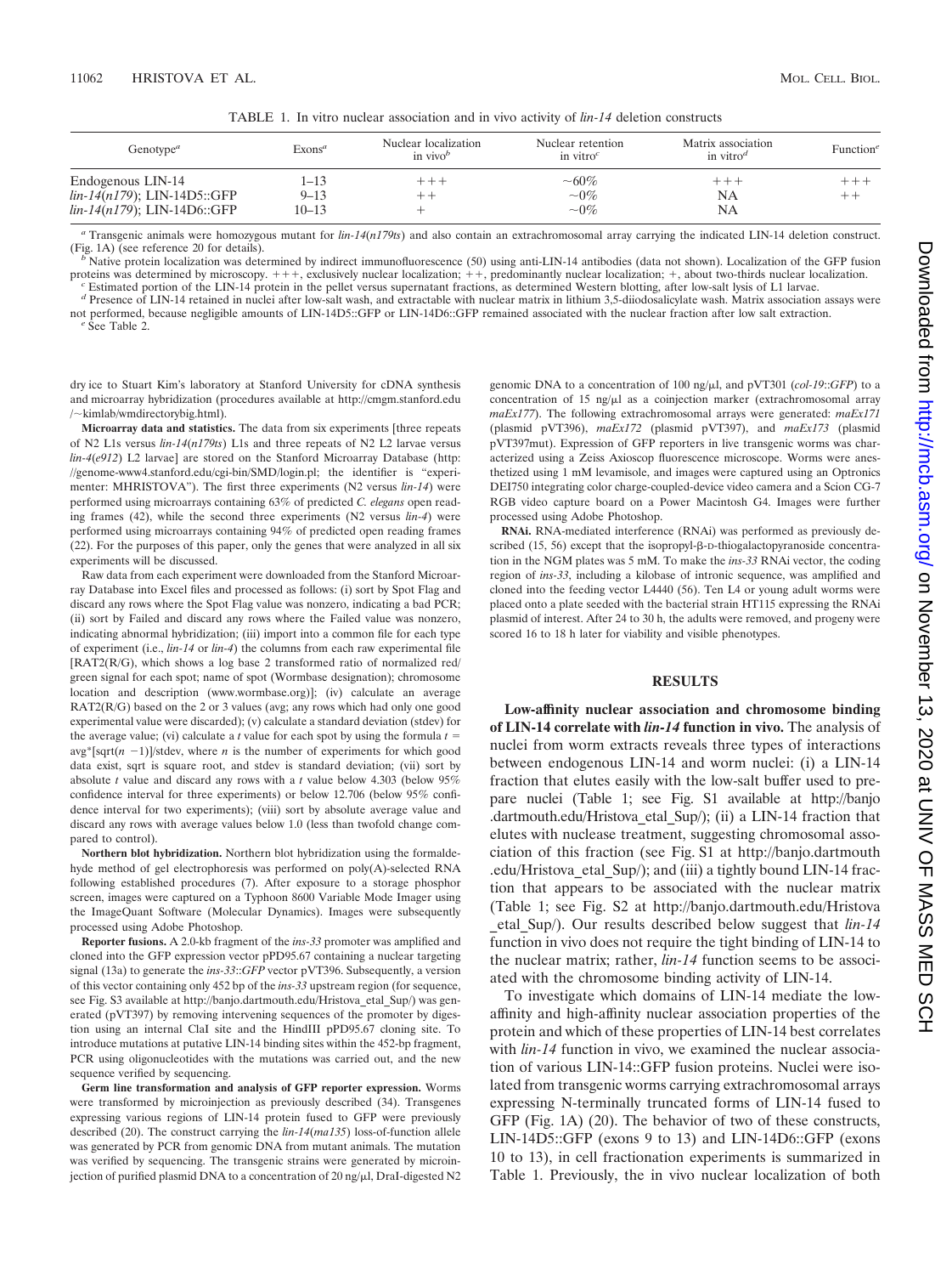TABLE 1. In vitro nuclear association and in vivo activity of *lin-14* deletion constructs

| Genotype[a] | Exons[a] | Nuclear localization in vivo[b] | Nuclear retention in vitro[c] | Matrix association in vitro[d] | Function[e] |
|---|---|---|---|---|---|
| Endogenous LIN-14 | 1–13 | +++ | ~60% | +++ | +++ |
| *lin-14(n179)*; LIN-14D5::GFP | 9–13 | ++ | ~0% | NA | ++ |
| *lin-14(n179)*; LIN-14D6::GFP | 10–13 | + | ~0% | NA | |

[a] Transgenic animals were homozygous mutant for *lin-14(n179ts)* and also contain an extrachromosomal array carrying the indicated LIN-14 deletion construct. (Fig. 1A) (see reference 20 for details).

[b] Native protein localization was determined by indirect immunofluorescence (50) using anti-LIN-14 antibodies (data not shown). Localization of the GFP fusion proteins was determined by microscopy. +++, exclusively nuclear localization; ++, predominantly nuclear localization; +, about two-thirds nuclear localization.

[c] Estimated portion of the LIN-14 protein in the pellet versus supernatant fractions, as determined Western blotting, after low-salt lysis of L1 larvae.

[d] Presence of LIN-14 retained in nuclei after low-salt wash, and extractable with nuclear matrix in lithium 3,5-diiodosalicylate wash. Matrix association assays were not performed, because negligible amounts of LIN-14D5::GFP or LIN-14D6::GFP remained associated with the nuclear fraction after low salt extraction.

[e] See Table 2.

dry ice to Stuart Kim's laboratory at Stanford University for cDNA synthesis and microarray hybridization (procedures available at http://cmgm.stanford.edu/~kimlab/wmdirectorybig.html).

**Microarray data and statistics.** The data from six experiments [three repeats of N2 L1s versus *lin-14(n179ts)* L1s and three repeats of N2 L2 larvae versus *lin-4(e912)* L2 larvae] are stored on the Stanford Microarray Database (http://genome-www4.stanford.edu/cgi-bin/SMD/login.pl; the identifier is "experimenter: MHRISTOVA"). The first three experiments (N2 versus *lin-14*) were performed using microarrays containing 63% of predicted *C. elegans* open reading frames (42), while the second three experiments (N2 versus *lin-4*) were performed using microarrays containing 94% of predicted open reading frames (22). For the purposes of this paper, only the genes that were analyzed in all six experiments will be discussed.

Raw data from each experiment were downloaded from the Stanford Microarray Database into Excel files and processed as follows: (i) sort by Spot Flag and discard any rows where the Spot Flag value was nonzero, indicating a bad PCR; (ii) sort by Failed and discard any rows where the Failed value was nonzero, indicating abnormal hybridization; (iii) import into a common file for each type of experiment (i.e., *lin-14* or *lin-4*) the columns from each raw experimental file [RAT2(R/G), which shows a log base 2 transformed ratio of normalized red/green signal for each spot; name of spot (Wormbase designation); chromosome location and description (www.wormbase.org)]; (iv) calculate an average RAT2(R/G) based on the 2 or 3 values (avg; any rows which had only one good experimental value were discarded); (v) calculate a standard deviation (stdev) for the average value; (vi) calculate a *t* value for each spot by using the formula $t = \text{avg}*[\text{sqrt}(n-1)]/\text{stdev}$, where $n$ is the number of experiments for which good data exist, sqrt is square root, and stdev is standard deviation; (vii) sort by absolute *t* value and discard any rows with a *t* value below 4.303 (below 95% confidence interval for three experiments) or below 12.706 (below 95% confidence interval for two experiments); (viii) sort by absolute average value and discard any rows with average values below 1.0 (less than twofold change compared to control).

**Northern blot hybridization.** Northern blot hybridization using the formaldehyde method of gel electrophoresis was performed on poly(A)-selected RNA following established procedures (7). After exposure to a storage phosphor screen, images were captured on a Typhoon 8600 Variable Mode Imager using the ImageQuant Software (Molecular Dynamics). Images were subsequently processed using Adobe Photoshop.

**Reporter fusions.** A 2.0-kb fragment of the *ins-33* promoter was amplified and cloned into the GFP expression vector pPD95.67 containing a nuclear targeting signal (13a) to generate the *ins-33::GFP* vector pVT396. Subsequently, a version of this vector containing only 452 bp of the *ins-33* upstream region (for sequence, see Fig. S3 available at http://banjo.dartmouth.edu/Hristova_etal_Sup/) was generated (pVT397) by removing intervening sequences of the promoter by digestion using an internal ClaI site and the HindIII pPD95.67 cloning site. To introduce mutations at putative LIN-14 binding sites within the 452-bp fragment, PCR using oligonucleotides with the mutations was carried out, and the new sequence verified by sequencing.

**Germ line transformation and analysis of GFP reporter expression.** Worms were transformed by microinjection as previously described (34). Transgenes expressing various regions of LIN-14 protein fused to GFP were previously described (20). The construct carrying the *lin-14(ma135)* loss-of-function allele was generated by PCR from genomic DNA from mutant animals. The mutation was verified by sequencing. The transgenic strains were generated by microinjection of purified plasmid DNA to a concentration of 20 ng/μl, DraI-digested N2 genomic DNA to a concentration of 100 ng/μl, and pVT301 (*col-19::GFP*) to a concentration of 15 ng/μl as a coinjection marker (extrachromosomal array *maEx177*). The following extrachromosomal arrays were generated: *maEx171* (plasmid pVT396), *maEx172* (plasmid pVT397), and *maEx173* (plasmid pVT397mut). Expression of GFP reporters in live transgenic worms was characterized using a Zeiss Axioscop fluorescence microscope. Worms were anesthetized using 1 mM levamisole, and images were captured using an Optronics DEI750 integrating color charge-coupled-device video camera and a Scion CG-7 RGB video capture board on a Power Macintosh G4. Images were further processed using Adobe Photoshop.

**RNAi.** RNA-mediated interference (RNAi) was performed as previously described (15, 56) except that the isopropyl-β-D-thiogalactopyranoside concentration in the NGM plates was 5 mM. To make the *ins-33* RNAi vector, the coding region of *ins-33*, including a kilobase of intronic sequence, was amplified and cloned into the feeding vector L4440 (56). Ten L4 or young adult worms were placed onto a plate seeded with the bacterial strain HT115 expressing the RNAi plasmid of interest. After 24 to 30 h, the adults were removed, and progeny were scored 16 to 18 h later for viability and visible phenotypes.

## RESULTS

**Low-affinity nuclear association and chromosome binding of LIN-14 correlate with *lin-14* function in vivo.** The analysis of nuclei from worm extracts reveals three types of interactions between endogenous LIN-14 and worm nuclei: (i) a LIN-14 fraction that elutes easily with the low-salt buffer used to prepare nuclei (Table 1; see Fig. S1 available at http://banjo.dartmouth.edu/Hristova_etal_Sup/); (ii) a LIN-14 fraction that elutes with nuclease treatment, suggesting chromosomal association of this fraction (see Fig. S1 at http://banjo.dartmouth.edu/Hristova_etal_Sup/); and (iii) a tightly bound LIN-14 fraction that appears to be associated with the nuclear matrix (Table 1; see Fig. S2 at http://banjo.dartmouth.edu/Hristova_etal_Sup/). Our results described below suggest that *lin-14* function in vivo does not require the tight binding of LIN-14 to the nuclear matrix; rather, *lin-14* function seems to be associated with the chromosome binding activity of LIN-14.

To investigate which domains of LIN-14 mediate the low-affinity and high-affinity nuclear association properties of the protein and which of these properties of LIN-14 best correlates with *lin-14* function in vivo, we examined the nuclear association of various LIN-14::GFP fusion proteins. Nuclei were isolated from transgenic worms carrying extrachromosomal arrays expressing N-terminally truncated forms of LIN-14 fused to GFP (Fig. 1A) (20). The behavior of two of these constructs, LIN-14D5::GFP (exons 9 to 13) and LIN-14D6::GFP (exons 10 to 13), in cell fractionation experiments is summarized in Table 1. Previously, the in vivo nuclear localization of both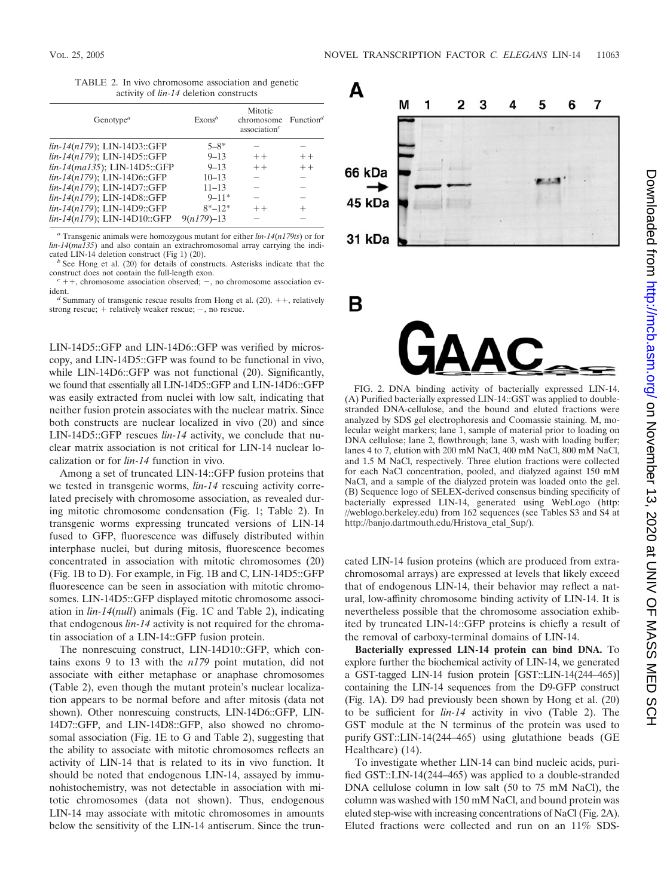TABLE 2. In vivo chromosome association and genetic activity of *lin-14* deletion constructs

| Genotype[a] | Exons[b] | Mitotic chromosome association[c] | Function[d] |
|---|---|---|---|
| *lin-14*(*n179*); LIN-14D3::GFP | 5–8* | − | − |
| *lin-14*(*n179*); LIN-14D5::GFP | 9–13 | ++ | ++ |
| *lin-14*(*ma135*); LIN-14D5::GFP | 9–13 | ++ | ++ |
| *lin-14*(*n179*); LIN-14D6::GFP | 10–13 | − | − |
| *lin-14*(*n179*); LIN-14D7::GFP | 11–13 | − | − |
| *lin-14*(*n179*); LIN-14D8::GFP | 9–11* | − | − |
| *lin-14*(*n179*); LIN-14D9::GFP | 8*–12* | ++ | + |
| *lin-14*(*n179*); LIN-14D10::GFP | 9(*n179*)–13 | − | − |

[a] Transgenic animals were homozygous mutant for either *lin-14*(*n179ts*) or for *lin-14*(*ma135*) and also contain an extrachromosomal array carrying the indicated LIN-14 deletion construct (Fig 1) (20).
[b] See Hong et al. (20) for details of constructs. Asterisks indicate that the construct does not contain the full-length exon.
[c] ++, chromosome association observed; −, no chromosome association evident.
[d] Summary of transgenic rescue results from Hong et al. (20). ++, relatively strong rescue; + relatively weaker rescue; −, no rescue.

LIN-14D5::GFP and LIN-14D6::GFP was verified by microscopy, and LIN-14D5::GFP was found to be functional in vivo, while LIN-14D6::GFP was not functional (20). Significantly, we found that essentially all LIN-14D5::GFP and LIN-14D6::GFP was easily extracted from nuclei with low salt, indicating that neither fusion protein associates with the nuclear matrix. Since both constructs are nuclear localized in vivo (20) and since LIN-14D5::GFP rescues *lin-14* activity, we conclude that nuclear matrix association is not critical for LIN-14 nuclear localization or for *lin-14* function in vivo.

Among a set of truncated LIN-14::GFP fusion proteins that we tested in transgenic worms, *lin-14* rescuing activity correlated precisely with chromosome association, as revealed during mitotic chromosome condensation (Fig. 1; Table 2). In transgenic worms expressing truncated versions of LIN-14 fused to GFP, fluorescence was diffusely distributed within interphase nuclei, but during mitosis, fluorescence becomes concentrated in association with mitotic chromosomes (20) (Fig. 1B to D). For example, in Fig. 1B and C, LIN-14D5::GFP fluorescence can be seen in association with mitotic chromosomes. LIN-14D5::GFP displayed mitotic chromosome association in *lin-14*(*null*) animals (Fig. 1C and Table 2), indicating that endogenous *lin-14* activity is not required for the chromatin association of a LIN-14::GFP fusion protein.

The nonrescuing construct, LIN-14D10::GFP, which contains exons 9 to 13 with the *n179* point mutation, did not associate with either metaphase or anaphase chromosomes (Table 2), even though the mutant protein's nuclear localization appears to be normal before and after mitosis (data not shown). Other nonrescuing constructs, LIN-14D6::GFP, LIN-14D7::GFP, and LIN-14D8::GFP, also showed no chromosomal association (Fig. 1E to G and Table 2), suggesting that the ability to associate with mitotic chromosomes reflects an activity of LIN-14 that is related to its in vivo function. It should be noted that endogenous LIN-14, assayed by immunohistochemistry, was not detectable in association with mitotic chromosomes (data not shown). Thus, endogenous LIN-14 may associate with mitotic chromosomes in amounts below the sensitivity of the LIN-14 antiserum. Since the truncated LIN-14 fusion proteins (which are produced from extrachromosomal arrays) are expressed at levels that likely exceed that of endogenous LIN-14, their behavior may reflect a natural, low-affinity chromosome binding activity of LIN-14. It is nevertheless possible that the chromosome association exhibited by truncated LIN-14::GFP proteins is chiefly a result of the removal of carboxy-terminal domains of LIN-14.

A

M 1 2 3 4 5 6 7

66 kDa

45 kDa

31 kDa

B

GAAC

FIG. 2. DNA binding activity of bacterially expressed LIN-14. (A) Purified bacterially expressed LIN-14::GST was applied to double-stranded DNA-cellulose, and the bound and eluted fractions were analyzed by SDS gel electrophoresis and Coomassie staining. M, molecular weight markers; lane 1, sample of material prior to loading on DNA cellulose; lane 2, flowthrough; lane 3, wash with loading buffer; lanes 4 to 7, elution with 200 mM NaCl, 400 mM NaCl, 800 mM NaCl, and 1.5 M NaCl, respectively. Three elution fractions were collected for each NaCl concentration, pooled, and dialyzed against 150 mM NaCl, and a sample of the dialyzed protein was loaded onto the gel. (B) Sequence logo of SELEX-derived consensus binding specificity of bacterially expressed LIN-14, generated using WebLogo (http://weblogo.berkeley.edu) from 162 sequences (see Tables S3 and S4 at http://banjo.dartmouth.edu/Hristova_etal_Sup/).

**Bacterially expressed LIN-14 protein can bind DNA.** To explore further the biochemical activity of LIN-14, we generated a GST-tagged LIN-14 fusion protein [GST::LIN-14(244–465)] containing the LIN-14 sequences from the D9-GFP construct (Fig. 1A). D9 had previously been shown by Hong et al. (20) to be sufficient for *lin-14* activity in vivo (Table 2). The GST module at the N terminus of the protein was used to purify GST::LIN-14(244–465) using glutathione beads (GE Healthcare) (14).

To investigate whether LIN-14 can bind nucleic acids, purified GST::LIN-14(244–465) was applied to a double-stranded DNA cellulose column in low salt (50 to 75 mM NaCl), the column was washed with 150 mM NaCl, and bound protein was eluted step-wise with increasing concentrations of NaCl (Fig. 2A). Eluted fractions were collected and run on an 11% SDS-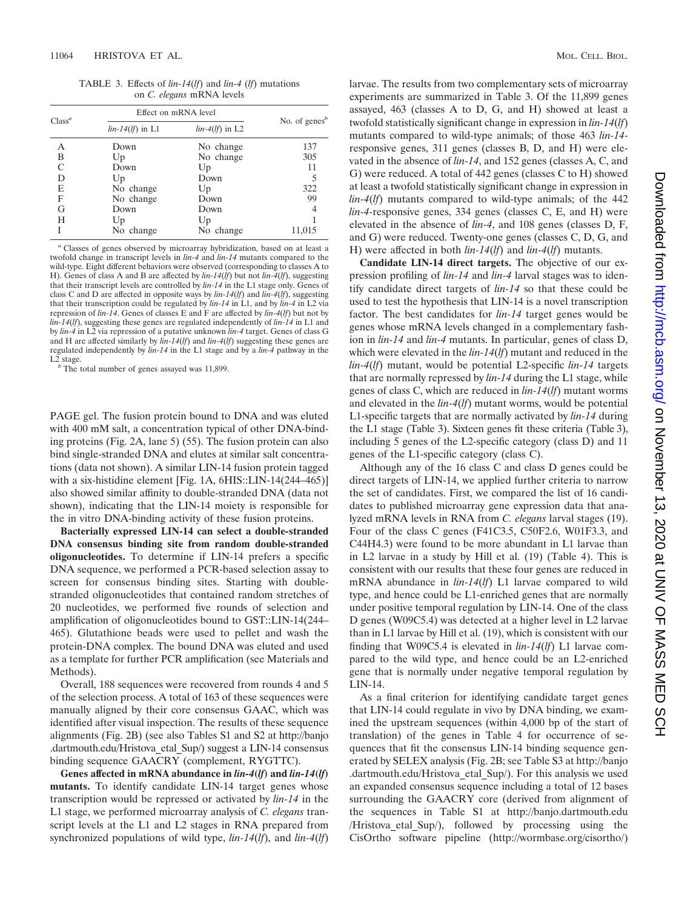TABLE 3. Effects of *lin-14*(*lf*) and *lin-4* (*lf*) mutations on *C. elegans* mRNA levels

| Class[a] | Effect on mRNA level | | No. of genes[b] |
|---|---|---|---|
| | *lin-14*(*lf*) in L1 | *lin-4*(*lf*) in L2 | |
| A | Down | No change | 137 |
| B | Up | No change | 305 |
| C | Down | Up | 11 |
| D | Up | Down | 5 |
| E | No change | Up | 322 |
| F | No change | Down | 99 |
| G | Down | Down | 4 |
| H | Up | Up | 1 |
| I | No change | No change | 11,015 |

[a] Classes of genes observed by microarray hybridization, based on at least a twofold change in transcript levels in *lin-4* and *lin-14* mutants compared to the wild-type. Eight different behaviors were observed (corresponding to classes A to H). Genes of class A and B are affected by *lin-14*(*lf*) but not *lin-4*(*lf*), suggesting that their transcript levels are controlled by *lin-14* in the L1 stage only. Genes of class C and D are affected in opposite ways by *lin-14*(*lf*) and *lin-4*(*lf*), suggesting that their transcription could be regulated by *lin-14* in L1, and by *lin-4* in L2 via repression of *lin-14*. Genes of classes E and F are affected by *lin-4*(*lf*) but not by *lin-14*(*lf*), suggesting these genes are regulated independently of *lin-14* in L1 and by *lin-4* in L2 via repression of a putative unknown *lin-4* target. Genes of class G and H are affected similarly by *lin-14*(*lf*) and *lin-4*(*lf*) suggesting these genes are regulated independently by *lin-14* in the L1 stage and by a *lin-4* pathway in the L2 stage.

[b] The total number of genes assayed was 11,899.

PAGE gel. The fusion protein bound to DNA and was eluted with 400 mM salt, a concentration typical of other DNA-binding proteins (Fig. 2A, lane 5) (55). The fusion protein can also bind single-stranded DNA and elutes at similar salt concentrations (data not shown). A similar LIN-14 fusion protein tagged with a six-histidine element [Fig. 1A, 6HIS::LIN-14(244–465)] also showed similar affinity to double-stranded DNA (data not shown), indicating that the LIN-14 moiety is responsible for the in vitro DNA-binding activity of these fusion proteins.

**Bacterially expressed LIN-14 can select a double-stranded DNA consensus binding site from random double-stranded oligonucleotides.** To determine if LIN-14 prefers a specific DNA sequence, we performed a PCR-based selection assay to screen for consensus binding sites. Starting with double-stranded oligonucleotides that contained random stretches of 20 nucleotides, we performed five rounds of selection and amplification of oligonucleotides bound to GST::LIN-14(244–465). Glutathione beads were used to pellet and wash the protein-DNA complex. The bound DNA was eluted and used as a template for further PCR amplification (see Materials and Methods).

Overall, 188 sequences were recovered from rounds 4 and 5 of the selection process. A total of 163 of these sequences were manually aligned by their core consensus GAAC, which was identified after visual inspection. The results of these sequence alignments (Fig. 2B) (see also Tables S1 and S2 at http://banjo.dartmouth.edu/Hristova_etal_Sup/) suggest a LIN-14 consensus binding sequence GAACRY (complement, RYGTTC).

**Genes affected in mRNA abundance in *lin-4*(*lf*) and *lin-14*(*lf*) mutants.** To identify candidate LIN-14 target genes whose transcription would be repressed or activated by *lin-14* in the L1 stage, we performed microarray analysis of *C. elegans* transcript levels at the L1 and L2 stages in RNA prepared from synchronized populations of wild type, *lin-14*(*lf*), and *lin-4*(*lf*) larvae. The results from two complementary sets of microarray experiments are summarized in Table 3. Of the 11,899 genes assayed, 463 (classes A to D, G, and H) showed at least a twofold statistically significant change in expression in *lin-14*(*lf*) mutants compared to wild-type animals; of those 463 *lin-14*-responsive genes, 311 genes (classes B, D, and H) were elevated in the absence of *lin-14*, and 152 genes (classes A, C, and G) were reduced. A total of 442 genes (classes C to H) showed at least a twofold statistically significant change in expression in *lin-4*(*lf*) mutants compared to wild-type animals; of the 442 *lin-4*-responsive genes, 334 genes (classes C, E, and H) were elevated in the absence of *lin-4*, and 108 genes (classes D, F, and G) were reduced. Twenty-one genes (classes C, D, G, and H) were affected in both *lin-14*(*lf*) and *lin-4*(*lf*) mutants.

**Candidate LIN-14 direct targets.** The objective of our expression profiling of *lin-14* and *lin-4* larval stages was to identify candidate direct targets of *lin-14* so that these could be used to test the hypothesis that LIN-14 is a novel transcription factor. The best candidates for *lin-14* target genes would be genes whose mRNA levels changed in a complementary fashion in *lin-14* and *lin-4* mutants. In particular, genes of class D, which were elevated in the *lin-14*(*lf*) mutant and reduced in the *lin-4*(*lf*) mutant, would be potential L2-specific *lin-14* targets that are normally repressed by *lin-14* during the L1 stage, while genes of class C, which are reduced in *lin-14*(*lf*) mutant worms and elevated in the *lin-4*(*lf*) mutant worms, would be potential L1-specific targets that are normally activated by *lin-14* during the L1 stage (Table 3). Sixteen genes fit these criteria (Table 3), including 5 genes of the L2-specific category (class D) and 11 genes of the L1-specific category (class C).

Although any of the 16 class C and class D genes could be direct targets of LIN-14, we applied further criteria to narrow the set of candidates. First, we compared the list of 16 candidates to published microarray gene expression data that analyzed mRNA levels in RNA from *C. elegans* larval stages (19). Four of the class C genes (F41C3.5, C50F2.6, W01F3.3, and C44H4.3) were found to be more abundant in L1 larvae than in L2 larvae in a study by Hill et al. (19) (Table 4). This is consistent with our results that these four genes are reduced in mRNA abundance in *lin-14*(*lf*) L1 larvae compared to wild type, and hence could be L1-enriched genes that are normally under positive temporal regulation by LIN-14. One of the class D genes (W09C5.4) was detected at a higher level in L2 larvae than in L1 larvae by Hill et al. (19), which is consistent with our finding that W09C5.4 is elevated in *lin-14*(*lf*) L1 larvae compared to the wild type, and hence could be an L2-enriched gene that is normally under negative temporal regulation by LIN-14.

As a final criterion for identifying candidate target genes that LIN-14 could regulate in vivo by DNA binding, we examined the upstream sequences (within 4,000 bp of the start of translation) of the genes in Table 4 for occurrence of sequences that fit the consensus LIN-14 binding sequence generated by SELEX analysis (Fig. 2B; see Table S3 at http://banjo.dartmouth.edu/Hristova_etal_Sup/). For this analysis we used an expanded consensus sequence including a total of 12 bases surrounding the GAACRY core (derived from alignment of the sequences in Table S1 at http://banjo.dartmouth.edu/Hristova_etal_Sup/), followed by processing using the CisOrtho software pipeline (http://wormbase.org/cisortho/)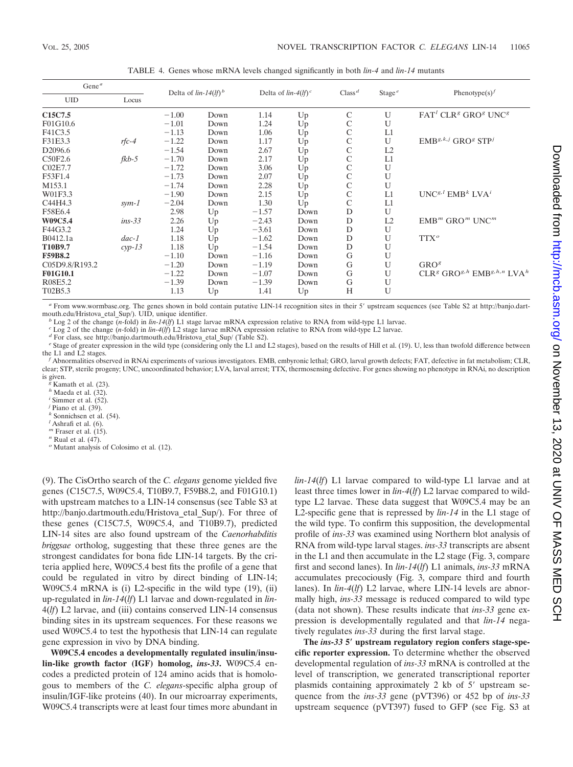TABLE 4. Genes whose mRNA levels changed significantly in both *lin-4* and *lin-14* mutants

| Gene[a] | | Delta of *lin-14(lf)*[b] | | Delta of *lin-4(lf)*[c] | | Class[d] | Stage[e] | Phenotype(s)[f] |
|---|---|---|---|---|---|---|---|---|
| UID | Locus | | | | | | | |
| **C15C7.5** | | −1.00 | Down | 1.14 | Up | C | U | FAT[i] CLR[g] GRO[g] UNC[g] |
| F01G10.6 | | −1.01 | Down | 1.24 | Up | C | U | |
| F41C3.5 | | −1.13 | Down | 1.06 | Up | C | L1 | |
| F31E3.3 | *rfc-4* | −1.22 | Down | 1.17 | Up | C | U | EMB[g,k,j] GRO[g] STP[j] |
| D2096.6 | | −1.54 | Down | 2.67 | Up | C | L2 | |
| C50F2.6 | *fkb-5* | −1.70 | Down | 2.17 | Up | C | L1 | |
| C02E7.7 | | −1.72 | Down | 3.06 | Up | C | U | |
| F53F1.4 | | −1.73 | Down | 2.07 | Up | C | U | |
| M153.1 | | −1.74 | Down | 2.28 | Up | C | U | |
| W01F3.3 | | −1.90 | Down | 2.15 | Up | C | L1 | UNC[g,l] EMB[k] LVA[i] |
| C44H4.3 | *sym-1* | −2.04 | Down | 1.30 | Up | C | L1 | |
| F58E6.4 | | 2.98 | Up | −1.57 | Down | D | U | |
| **W09C5.4** | *ins-33* | 2.26 | Up | −2.43 | Down | D | L2 | EMB[m] GRO[m] UNC[m] |
| F44G3.2 | | 1.24 | Up | −3.61 | Down | D | U | |
| B0412.1a | *dac-1* | 1.18 | Up | −1.62 | Down | D | U | TTX[o] |
| **T10B9.7** | *cyp-13* | 1.18 | Up | −1.54 | Down | D | U | |
| **F59B8.2** | | −1.10 | Down | −1.16 | Down | G | U | |
| C05D9.8/R193.2 | | −1.20 | Down | −1.19 | Down | G | U | GRO[g] |
| **F01G10.1** | | −1.22 | Down | −1.07 | Down | G | U | CLR[g] GRO[g,h] EMB[g,h,n] LVA[h] |
| R08E5.2 | | −1.39 | Down | −1.39 | Down | G | U | |
| T02B5.3 | | 1.13 | Up | 1.41 | Up | H | U | |

[a] From www.wormbase.org. The genes shown in bold contain putative LIN-14 recognition sites in their 5′ upstream sequences (see Table S2 at http://banjo.dartmouth.edu/Hristova_etal_Sup/). UID, unique identifier.

[b] Log 2 of the change (*n*-fold) in *lin-14(lf)* L1 stage larvae mRNA expression relative to RNA from wild-type L1 larvae.

[c] Log 2 of the change (*n*-fold) in *lin-4(lf)* L2 stage larvae mRNA expression relative to RNA from wild-type L2 larvae.

[d] For class, see http://banjo.dartmouth.edu/Hristova_etal_Sup/ (Table S2).

[e] Stage of greater expression in the wild type (considering only the L1 and L2 stages), based on the results of Hill et al. (19). U, less than twofold difference between the L1 and L2 stages.

[f] Abnormalities observed in RNAi experiments of various investigators. EMB, embryonic lethal; GRO, larval growth defects; FAT, defective in fat metabolism; CLR, clear; STP, sterile progeny; UNC, uncoordinated behavior; LVA, larval arrest; TTX, thermosensing defective. For genes showing no phenotype in RNAi, no description is given.

[g] Kamath et al. (23).

[h] Maeda et al. (32).

[i] Simmer et al. (52).

[j] Piano et al. (39).

[k] Sonnichsen et al. (54).

[l] Ashrafi et al. (6).

[m] Fraser et al. (15).

[n] Rual et al. (47).

[o] Mutant analysis of Colosimo et al. (12).

(9). The CisOrtho search of the *C. elegans* genome yielded five genes (C15C7.5, W09C5.4, T10B9.7, F59B8.2, and F01G10.1) with upstream matches to a LIN-14 consensus (see Table S3 at http://banjo.dartmouth.edu/Hristova_etal_Sup/). For three of these genes (C15C7.5, W09C5.4, and T10B9.7), predicted LIN-14 sites are also found upstream of the *Caenorhabditis briggsae* ortholog, suggesting that these three genes are the strongest candidates for bona fide LIN-14 targets. By the criteria applied here, W09C5.4 best fits the profile of a gene that could be regulated in vitro by direct binding of LIN-14; W09C5.4 mRNA is (i) L2-specific in the wild type (19), (ii) up-regulated in *lin-14(lf)* L1 larvae and down-regulated in *lin-4(lf)* L2 larvae, and (iii) contains conserved LIN-14 consensus binding sites in its upstream sequences. For these reasons we used W09C5.4 to test the hypothesis that LIN-14 can regulate gene expression in vivo by DNA binding.

**W09C5.4 encodes a developmentally regulated insulin/insulin-like growth factor (IGF) homolog, *ins-33*.** W09C5.4 encodes a predicted protein of 124 amino acids that is homologous to members of the *C. elegans*-specific alpha group of insulin/IGF-like proteins (40). In our microarray experiments, W09C5.4 transcripts were at least four times more abundant in *lin-14(lf)* L1 larvae compared to wild-type L1 larvae and at least three times lower in *lin-4(lf)* L2 larvae compared to wild-type L2 larvae. These data suggest that W09C5.4 may be an L2-specific gene that is repressed by *lin-14* in the L1 stage of the wild type. To confirm this supposition, the developmental profile of *ins-33* was examined using Northern blot analysis of RNA from wild-type larval stages. *ins-33* transcripts are absent in the L1 and then accumulate in the L2 stage (Fig. 3, compare first and second lanes). In *lin-14(lf)* L1 animals, *ins-33* mRNA accumulates precociously (Fig. 3, compare third and fourth lanes). In *lin-4(lf)* L2 larvae, where LIN-14 levels are abnormally high, *ins-33* message is reduced compared to wild type (data not shown). These results indicate that *ins-33* gene expression is developmentally regulated and that *lin-14* negatively regulates *ins-33* during the first larval stage.

**The *ins-33* 5′ upstream regulatory region confers stage-specific reporter expression.** To determine whether the observed developmental regulation of *ins-33* mRNA is controlled at the level of transcription, we generated transcriptional reporter plasmids containing approximately 2 kb of 5′ upstream sequence from the *ins-33* gene (pVT396) or 452 bp of *ins-33* upstream sequence (pVT397) fused to GFP (see Fig. S3 at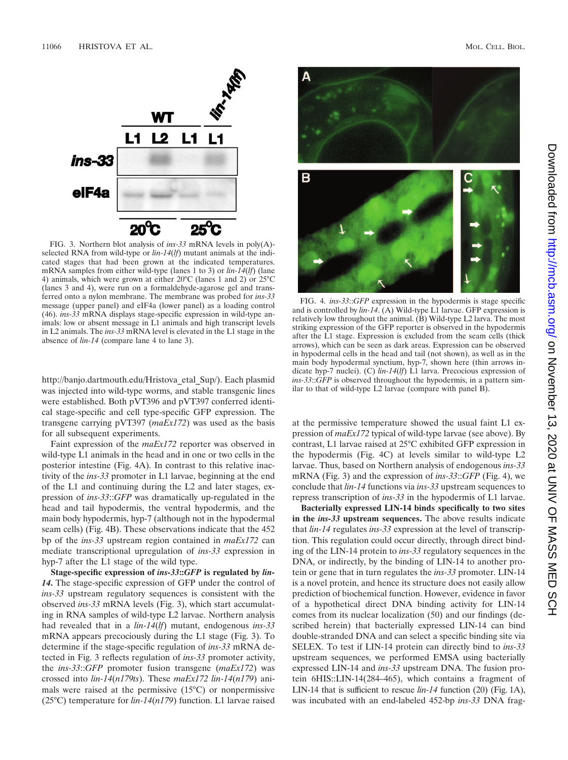WT lin-14(lf)

L1 L2 L1 L1

ins-33

eIF4a

20°C 25°C

FIG. 3. Northern blot analysis of *ins-33* mRNA levels in poly(A)-selected RNA from wild-type or *lin-14*(*lf*) mutant animals at the indicated stages that had been grown at the indicated temperatures. mRNA samples from either wild-type (lanes 1 to 3) or *lin-14*(*lf*) (lane 4) animals, which were grown at either 20°C (lanes 1 and 2) or 25°C (lanes 3 and 4), were run on a formaldehyde-agarose gel and transferred onto a nylon membrane. The membrane was probed for *ins-33* message (upper panel) and eIF4a (lower panel) as a loading control (46). *ins-33* mRNA displays stage-specific expression in wild-type animals: low or absent message in L1 animals and high transcript levels in L2 animals. The *ins-33* mRNA level is elevated in the L1 stage in the absence of *lin-14* (compare lane 4 to lane 3).

http://banjo.dartmouth.edu/Hristova_etal_Sup/). Each plasmid was injected into wild-type worms, and stable transgenic lines were established. Both pVT396 and pVT397 conferred identical stage-specific and cell type-specific GFP expression. The transgene carrying pVT397 (*maEx172*) was used as the basis for all subsequent experiments.

Faint expression of the *maEx172* reporter was observed in wild-type L1 animals in the head and in one or two cells in the posterior intestine (Fig. 4A). In contrast to this relative inactivity of the *ins-33* promoter in L1 larvae, beginning at the end of the L1 and continuing during the L2 and later stages, expression of *ins-33*::*GFP* was dramatically up-regulated in the head and tail hypodermis, the ventral hypodermis, and the main body hypodermis, hyp-7 (although not in the hypodermal seam cells) (Fig. 4B). These observations indicate that the 452 bp of the *ins-33* upstream region contained in *maEx172* can mediate transcriptional upregulation of *ins-33* expression in hyp-7 after the L1 stage of the wild type.

**Stage-specific expression of *ins-33*::*GFP* is regulated by *lin-14*.** The stage-specific expression of GFP under the control of *ins-33* upstream regulatory sequences is consistent with the observed *ins-33* mRNA levels (Fig. 3), which start accumulating in RNA samples of wild-type L2 larvae. Northern analysis had revealed that in a *lin-14*(*lf*) mutant, endogenous *ins-33* mRNA appears precociously during the L1 stage (Fig. 3). To determine if the stage-specific regulation of *ins-33* mRNA detected in Fig. 3 reflects regulation of *ins-33* promoter activity, the *ins-33*::*GFP* promoter fusion transgene (*maEx172*) was crossed into *lin-14*(*n179ts*). These *maEx172 lin-14*(*n179*) animals were raised at the permissive (15°C) or nonpermissive (25°C) temperature for *lin-14*(*n179*) function. L1 larvae raised

FIG. 4. *ins-33*::*GFP* expression in the hypodermis is stage specific and is controlled by *lin-14*. (A) Wild-type L1 larvae. GFP expression is relatively low throughout the animal. (B) Wild-type L2 larva. The most striking expression of the GFP reporter is observed in the hypodermis after the L1 stage. Expression is excluded from the seam cells (thick arrows), which can be seen as dark areas. Expression can be observed in hypodermal cells in the head and tail (not shown), as well as in the main body hypodermal synctium, hyp-7, shown here (thin arrows indicate hyp-7 nuclei). (C) *lin-14*(*lf*) L1 larva. Precocious expression of *ins-33*::*GFP* is observed throughout the hypodermis, in a pattern similar to that of wild-type L2 larvae (compare with panel B).

at the permissive temperature showed the usual faint L1 expression of *maEx172* typical of wild-type larvae (see above). By contrast, L1 larvae raised at 25°C exhibited GFP expression in the hypodermis (Fig. 4C) at levels similar to wild-type L2 larvae. Thus, based on Northern analysis of endogenous *ins-33* mRNA (Fig. 3) and the expression of *ins-33*::*GFP* (Fig. 4), we conclude that *lin-14* functions via *ins-33* upstream sequences to repress transcription of *ins-33* in the hypodermis of L1 larvae.

**Bacterially expressed LIN-14 binds specifically to two sites in the *ins-33* upstream sequences.** The above results indicate that *lin-14* regulates *ins-33* expression at the level of transcription. This regulation could occur directly, through direct binding of the LIN-14 protein to *ins-33* regulatory sequences in the DNA, or indirectly, by the binding of LIN-14 to another protein or gene that in turn regulates the *ins-33* promoter. LIN-14 is a novel protein, and hence its structure does not easily allow prediction of biochemical function. However, evidence in favor of a hypothetical direct DNA binding activity for LIN-14 comes from its nuclear localization (50) and our findings (described herein) that bacterially expressed LIN-14 can bind double-stranded DNA and can select a specific binding site via SELEX. To test if LIN-14 protein can directly bind to *ins-33* upstream sequences, we performed EMSA using bacterially expressed LIN-14 and *ins-33* upstream DNA. The fusion protein 6HIS::LIN-14(284–465), which contains a fragment of LIN-14 that is sufficient to rescue *lin-14* function (20) (Fig. 1A), was incubated with an end-labeled 452-bp *ins-33* DNA frag-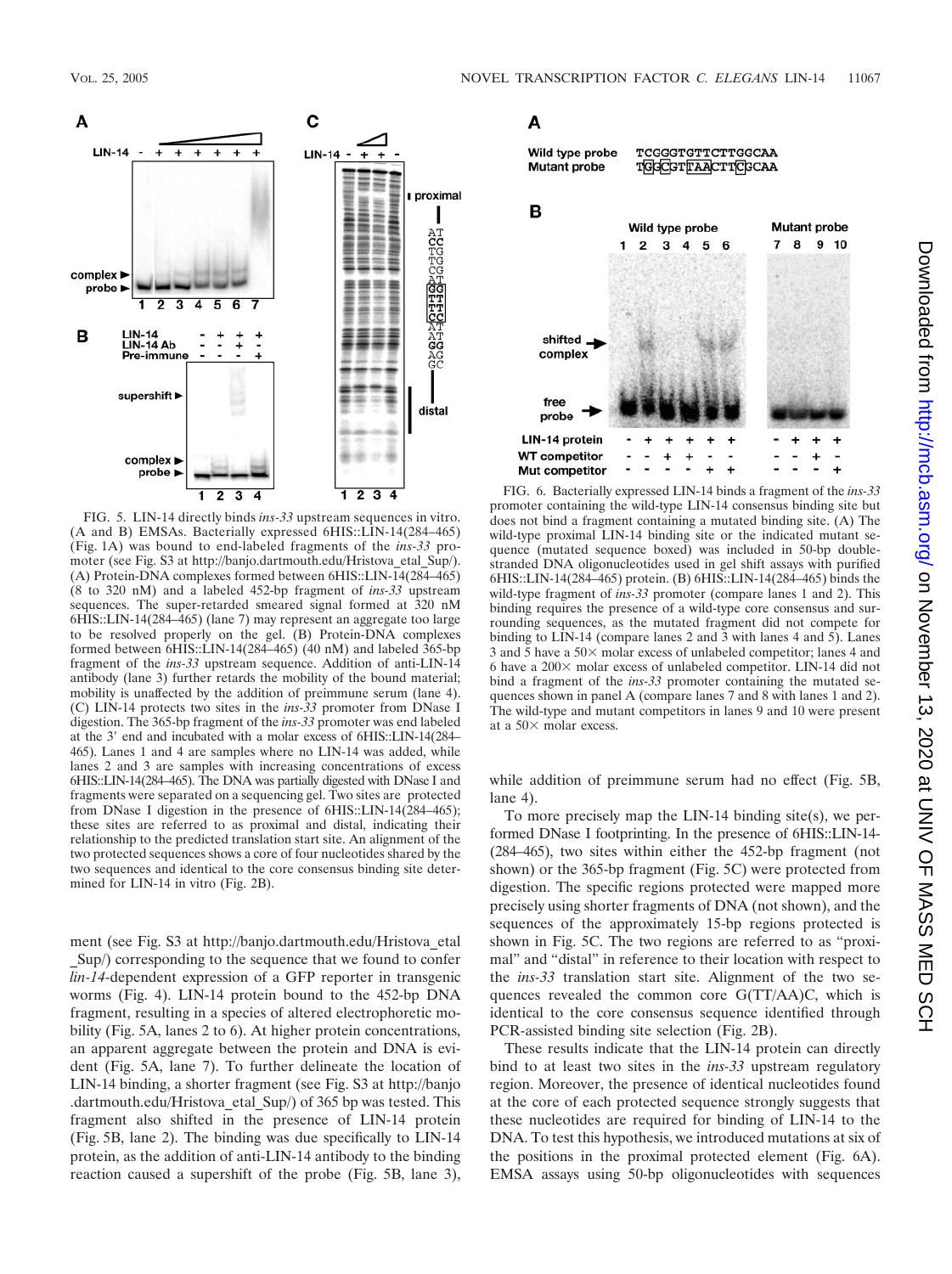FIG. 5. LIN-14 directly binds *ins-33* upstream sequences in vitro. (A and B) EMSAs. Bacterially expressed 6HIS::LIN-14(284–465) (Fig. 1A) was bound to end-labeled fragments of the *ins-33* promoter (see Fig. S3 at http://banjo.dartmouth.edu/Hristova_etal_Sup/). (A) Protein-DNA complexes formed between 6HIS::LIN-14(284–465) (8 to 320 nM) and a labeled 452-bp fragment of *ins-33* upstream sequences. The super-retarded smeared signal formed at 320 nM 6HIS::LIN-14(284–465) (lane 7) may represent an aggregate too large to be resolved properly on the gel. (B) Protein-DNA complexes formed between 6HIS::LIN-14(284–465) (40 nM) and labeled 365-bp fragment of the *ins-33* upstream sequence. Addition of anti-LIN-14 antibody (lane 3) further retards the mobility of the bound material; mobility is unaffected by the addition of preimmune serum (lane 4). (C) LIN-14 protects two sites in the *ins-33* promoter from DNase I digestion. The 365-bp fragment of the *ins-33* promoter was end labeled at the 3′ end and incubated with a molar excess of 6HIS::LIN-14(284–465). Lanes 1 and 4 are samples where no LIN-14 was added, while lanes 2 and 3 are samples with increasing concentrations of excess 6HIS::LIN-14(284–465). The DNA was partially digested with DNase I and fragments were separated on a sequencing gel. Two sites are protected from DNase I digestion in the presence of 6HIS::LIN-14(284–465); these sites are referred to as proximal and distal, indicating their relationship to the predicted translation start site. An alignment of the two protected sequences shows a core of four nucleotides shared by the two sequences and identical to the core consensus binding site determined for LIN-14 in vitro (Fig. 2B).

FIG. 6. Bacterially expressed LIN-14 binds a fragment of the *ins-33* promoter containing the wild-type LIN-14 consensus binding site but does not bind a fragment containing a mutated binding site. (A) The wild-type proximal LIN-14 binding site or the indicated mutant sequence (mutated sequence boxed) was included in 50-bp double-stranded DNA oligonucleotides used in gel shift assays with purified 6HIS::LIN-14(284–465) protein. (B) 6HIS::LIN-14(284–465) binds the wild-type fragment of *ins-33* promoter (compare lanes 1 and 2). This binding requires the presence of a wild-type core consensus and surrounding sequences, as the mutated fragment did not compete for binding to LIN-14 (compare lanes 2 and 3 with lanes 4 and 5). Lanes 3 and 5 have a 50× molar excess of unlabeled competitor; lanes 4 and 6 have a 200× molar excess of unlabeled competitor. LIN-14 did not bind a fragment of the *ins-33* promoter containing the mutated sequences shown in panel A (compare lanes 7 and 8 with lanes 1 and 2). The wild-type and mutant competitors in lanes 9 and 10 were present at a 50× molar excess.

ment (see Fig. S3 at http://banjo.dartmouth.edu/Hristova_etal_Sup/) corresponding to the sequence that we found to confer *lin-14*-dependent expression of a GFP reporter in transgenic worms (Fig. 4). LIN-14 protein bound to the 452-bp DNA fragment, resulting in a species of altered electrophoretic mobility (Fig. 5A, lanes 2 to 6). At higher protein concentrations, an apparent aggregate between the protein and DNA is evident (Fig. 5A, lane 7). To further delineate the location of LIN-14 binding, a shorter fragment (see Fig. S3 at http://banjo.dartmouth.edu/Hristova_etal_Sup/) of 365 bp was tested. This fragment also shifted in the presence of LIN-14 protein (Fig. 5B, lane 2). The binding was due specifically to LIN-14 protein, as the addition of anti-LIN-14 antibody to the binding reaction caused a supershift of the probe (Fig. 5B, lane 3), while addition of preimmune serum had no effect (Fig. 5B, lane 4).

To more precisely map the LIN-14 binding site(s), we performed DNase I footprinting. In the presence of 6HIS::LIN-14-(284–465), two sites within either the 452-bp fragment (not shown) or the 365-bp fragment (Fig. 5C) were protected from digestion. The specific regions protected were mapped more precisely using shorter fragments of DNA (not shown), and the sequences of the approximately 15-bp regions protected is shown in Fig. 5C. The two regions are referred to as "proximal" and "distal" in reference to their location with respect to the *ins-33* translation start site. Alignment of the two sequences revealed the common core G(TT/AA)C, which is identical to the core consensus sequence identified through PCR-assisted binding site selection (Fig. 2B).

These results indicate that the LIN-14 protein can directly bind to at least two sites in the *ins-33* upstream regulatory region. Moreover, the presence of identical nucleotides found at the core of each protected sequence strongly suggests that these nucleotides are required for binding of LIN-14 to the DNA. To test this hypothesis, we introduced mutations at six of the positions in the proximal protected element (Fig. 6A). EMSA assays using 50-bp oligonucleotides with sequences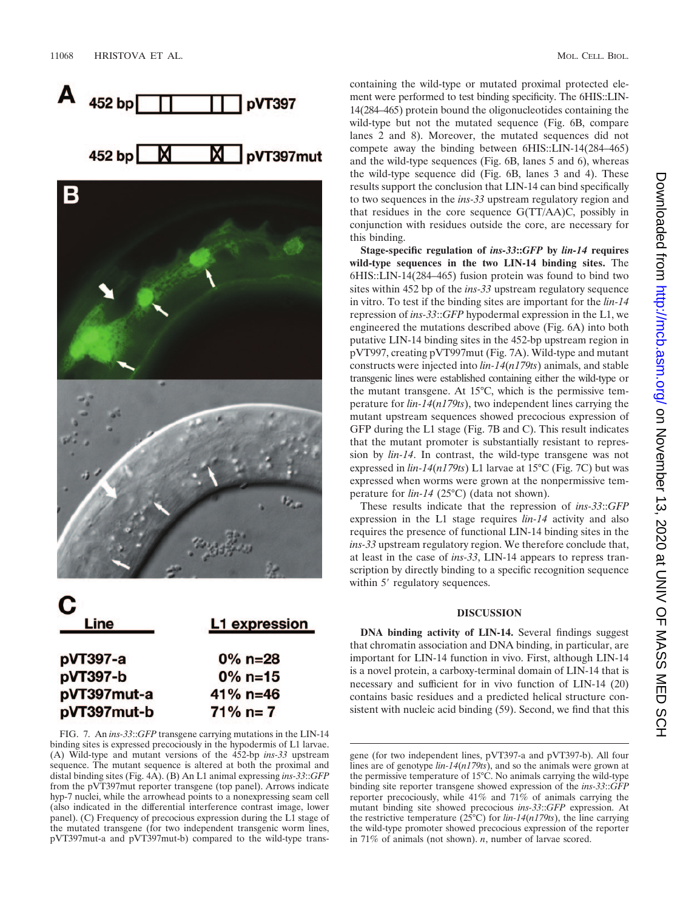A

452 bp pVT397

452 bp pVT397mut

B

C

| Line | L1 expression |
|---|---|
| pVT397-a | 0% n=28 |
| pVT397-b | 0% n=15 |
| pVT397mut-a | 41% n=46 |
| pVT397mut-b | 71% n= 7 |

FIG. 7. An *ins-33*::*GFP* transgene carrying mutations in the LIN-14 binding sites is expressed precociously in the hypodermis of L1 larvae. (A) Wild-type and mutant versions of the 452-bp *ins-33* upstream sequence. The mutant sequence is altered at both the proximal and distal binding sites (Fig. 4A). (B) An L1 animal expressing *ins-33*::*GFP* from the pVT397mut reporter transgene (top panel). Arrows indicate hyp-7 nuclei, while the arrowhead points to a nonexpressing seam cell (also indicated in the differential interference contrast image, lower panel). (C) Frequency of precocious expression during the L1 stage of the mutated transgene (for two independent transgenic worm lines, pVT397mut-a and pVT397mut-b) compared to the wild-type transgene (for two independent lines, pVT397-a and pVT397-b). All four lines are of genotype *lin-14*(*n179ts*), and so the animals were grown at the permissive temperature of 15°C. No animals carrying the wild-type binding site reporter transgene showed expression of the *ins-33*::*GFP* reporter precociously, while 41% and 71% of animals carrying the mutant binding site showed precocious *ins-33*::*GFP* expression. At the restrictive temperature (25°C) for *lin-14*(*n179ts*), the line carrying the wild-type promoter showed precocious expression of the reporter in 71% of animals (not shown). *n*, number of larvae scored.

containing the wild-type or mutated proximal protected element were performed to test binding specificity. The 6HIS::LIN-14(284–465) protein bound the oligonucleotides containing the wild-type but not the mutated sequence (Fig. 6B, compare lanes 2 and 8). Moreover, the mutated sequences did not compete away the binding between 6HIS::LIN-14(284–465) and the wild-type sequences (Fig. 6B, lanes 5 and 6), whereas the wild-type sequence did (Fig. 6B, lanes 3 and 4). These results support the conclusion that LIN-14 can bind specifically to two sequences in the *ins-33* upstream regulatory region and that residues in the core sequence G(TT/AA)C, possibly in conjunction with residues outside the core, are necessary for this binding.

**Stage-specific regulation of *ins-33*::*GFP* by *lin-14* requires wild-type sequences in the two LIN-14 binding sites.** The 6HIS::LIN-14(284–465) fusion protein was found to bind two sites within 452 bp of the *ins-33* upstream regulatory sequence in vitro. To test if the binding sites are important for the *lin-14* repression of *ins-33*::*GFP* hypodermal expression in the L1, we engineered the mutations described above (Fig. 6A) into both putative LIN-14 binding sites in the 452-bp upstream region in pVT997, creating pVT997mut (Fig. 7A). Wild-type and mutant constructs were injected into *lin-14*(*n179ts*) animals, and stable transgenic lines were established containing either the wild-type or the mutant transgene. At 15°C, which is the permissive temperature for *lin-14*(*n179ts*), two independent lines carrying the mutant upstream sequences showed precocious expression of GFP during the L1 stage (Fig. 7B and C). This result indicates that the mutant promoter is substantially resistant to repression by *lin-14*. In contrast, the wild-type transgene was not expressed in *lin-14*(*n179ts*) L1 larvae at 15°C (Fig. 7C) but was expressed when worms were grown at the nonpermissive temperature for *lin-14* (25°C) (data not shown).

These results indicate that the repression of *ins-33*::*GFP* expression in the L1 stage requires *lin-14* activity and also requires the presence of functional LIN-14 binding sites in the *ins-33* upstream regulatory region. We therefore conclude that, at least in the case of *ins-33*, LIN-14 appears to repress transcription by directly binding to a specific recognition sequence within 5′ regulatory sequences.

## DISCUSSION

**DNA binding activity of LIN-14.** Several findings suggest that chromatin association and DNA binding, in particular, are important for LIN-14 function in vivo. First, although LIN-14 is a novel protein, a carboxy-terminal domain of LIN-14 that is necessary and sufficient for in vivo function of LIN-14 (20) contains basic residues and a predicted helical structure consistent with nucleic acid binding (59). Second, we find that this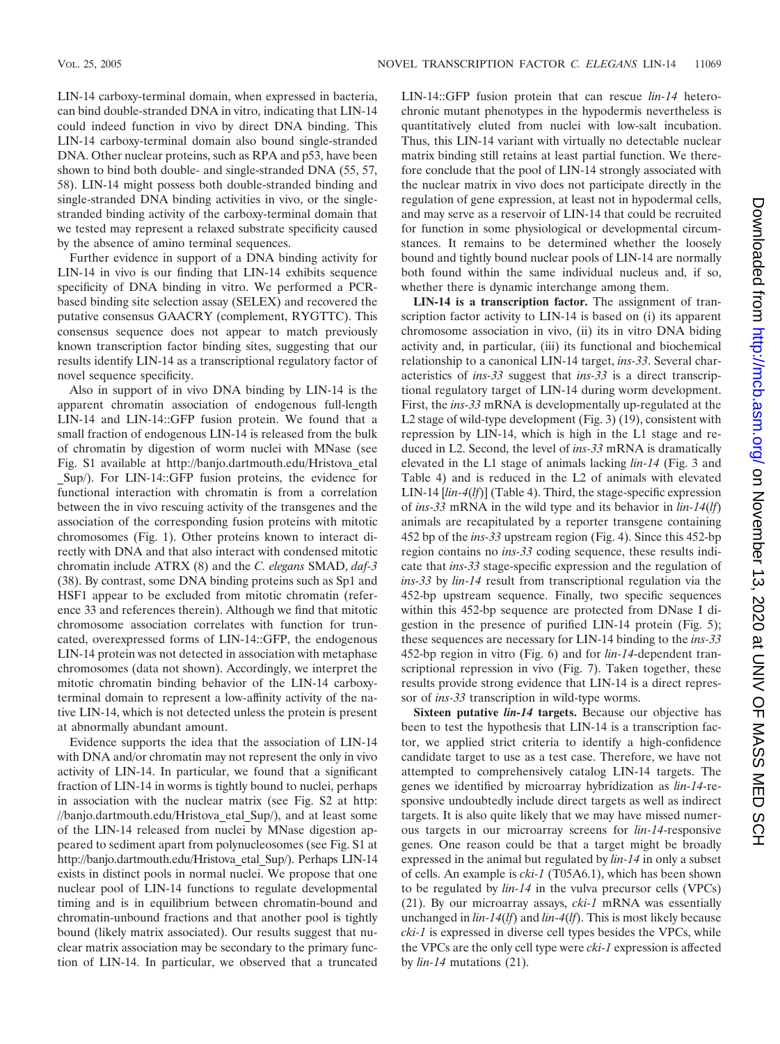LIN-14 carboxy-terminal domain, when expressed in bacteria, can bind double-stranded DNA in vitro, indicating that LIN-14 could indeed function in vivo by direct DNA binding. This LIN-14 carboxy-terminal domain also bound single-stranded DNA. Other nuclear proteins, such as RPA and p53, have been shown to bind both double- and single-stranded DNA (55, 57, 58). LIN-14 might possess both double-stranded binding and single-stranded DNA binding activities in vivo, or the single-stranded binding activity of the carboxy-terminal domain that we tested may represent a relaxed substrate specificity caused by the absence of amino terminal sequences.

Further evidence in support of a DNA binding activity for LIN-14 in vivo is our finding that LIN-14 exhibits sequence specificity of DNA binding in vitro. We performed a PCR-based binding site selection assay (SELEX) and recovered the putative consensus GAACRY (complement, RYGTTC). This consensus sequence does not appear to match previously known transcription factor binding sites, suggesting that our results identify LIN-14 as a transcriptional regulatory factor of novel sequence specificity.

Also in support of in vivo DNA binding by LIN-14 is the apparent chromatin association of endogenous full-length LIN-14 and LIN-14::GFP fusion protein. We found that a small fraction of endogenous LIN-14 is released from the bulk of chromatin by digestion of worm nuclei with MNase (see Fig. S1 available at http://banjo.dartmouth.edu/Hristova_etal_Sup/). For LIN-14::GFP fusion proteins, the evidence for functional interaction with chromatin is from a correlation between the in vivo rescuing activity of the transgenes and the association of the corresponding fusion proteins with mitotic chromosomes (Fig. 1). Other proteins known to interact directly with DNA and that also interact with condensed mitotic chromatin include ATRX (8) and the *C. elegans* SMAD, *daf-3* (38). By contrast, some DNA binding proteins such as Sp1 and HSF1 appear to be excluded from mitotic chromatin (reference 33 and references therein). Although we find that mitotic chromosome association correlates with function for truncated, overexpressed forms of LIN-14::GFP, the endogenous LIN-14 protein was not detected in association with metaphase chromosomes (data not shown). Accordingly, we interpret the mitotic chromatin binding behavior of the LIN-14 carboxy-terminal domain to represent a low-affinity activity of the native LIN-14, which is not detected unless the protein is present at abnormally abundant amount.

Evidence supports the idea that the association of LIN-14 with DNA and/or chromatin may not represent the only in vivo activity of LIN-14. In particular, we found that a significant fraction of LIN-14 in worms is tightly bound to nuclei, perhaps in association with the nuclear matrix (see Fig. S2 at http://banjo.dartmouth.edu/Hristova_etal_Sup/), and at least some of the LIN-14 released from nuclei by MNase digestion appeared to sediment apart from polynucleosomes (see Fig. S1 at http://banjo.dartmouth.edu/Hristova_etal_Sup/). Perhaps LIN-14 exists in distinct pools in normal nuclei. We propose that one nuclear pool of LIN-14 functions to regulate developmental timing and is in equilibrium between chromatin-bound and chromatin-unbound fractions and that another pool is tightly bound (likely matrix associated). Our results suggest that nuclear matrix association may be secondary to the primary function of LIN-14. In particular, we observed that a truncated LIN-14::GFP fusion protein that can rescue *lin-14* heterochronic mutant phenotypes in the hypodermis nevertheless is quantitatively eluted from nuclei with low-salt incubation. Thus, this LIN-14 variant with virtually no detectable nuclear matrix binding still retains at least partial function. We therefore conclude that the pool of LIN-14 strongly associated with the nuclear matrix in vivo does not participate directly in the regulation of gene expression, at least not in hypodermal cells, and may serve as a reservoir of LIN-14 that could be recruited for function in some physiological or developmental circumstances. It remains to be determined whether the loosely bound and tightly bound nuclear pools of LIN-14 are normally both found within the same individual nucleus and, if so, whether there is dynamic interchange among them.

**LIN-14 is a transcription factor.** The assignment of transcription factor activity to LIN-14 is based on (i) its apparent chromosome association in vivo, (ii) its in vitro DNA biding activity and, in particular, (iii) its functional and biochemical relationship to a canonical LIN-14 target, *ins-33*. Several characteristics of *ins-33* suggest that *ins-33* is a direct transcriptional regulatory target of LIN-14 during worm development. First, the *ins-33* mRNA is developmentally up-regulated at the L2 stage of wild-type development (Fig. 3) (19), consistent with repression by LIN-14, which is high in the L1 stage and reduced in L2. Second, the level of *ins-33* mRNA is dramatically elevated in the L1 stage of animals lacking *lin-14* (Fig. 3 and Table 4) and is reduced in the L2 of animals with elevated LIN-14 [*lin-4*(*lf*)] (Table 4). Third, the stage-specific expression of *ins-33* mRNA in the wild type and its behavior in *lin-14*(*lf*) animals are recapitulated by a reporter transgene containing 452 bp of the *ins-33* upstream region (Fig. 4). Since this 452-bp region contains no *ins-33* coding sequence, these results indicate that *ins-33* stage-specific expression and the regulation of *ins-33* by *lin-14* result from transcriptional regulation via the 452-bp upstream sequence. Finally, two specific sequences within this 452-bp sequence are protected from DNase I digestion in the presence of purified LIN-14 protein (Fig. 5); these sequences are necessary for LIN-14 binding to the *ins-33* 452-bp region in vitro (Fig. 6) and for *lin-14*-dependent transcriptional repression in vivo (Fig. 7). Taken together, these results provide strong evidence that LIN-14 is a direct repressor of *ins-33* transcription in wild-type worms.

**Sixteen putative *lin-14* targets.** Because our objective has been to test the hypothesis that LIN-14 is a transcription factor, we applied strict criteria to identify a high-confidence candidate target to use as a test case. Therefore, we have not attempted to comprehensively catalog LIN-14 targets. The genes we identified by microarray hybridization as *lin-14*-responsive undoubtedly include direct targets as well as indirect targets. It is also quite likely that we may have missed numerous targets in our microarray screens for *lin-14*-responsive genes. One reason could be that a target might be broadly expressed in the animal but regulated by *lin-14* in only a subset of cells. An example is *cki-1* (T05A6.1), which has been shown to be regulated by *lin-14* in the vulva precursor cells (VPCs) (21). By our microarray assays, *cki-1* mRNA was essentially unchanged in *lin-14*(*lf*) and *lin-4*(*lf*). This is most likely because *cki-1* is expressed in diverse cell types besides the VPCs, while the VPCs are the only cell type were *cki-1* expression is affected by *lin-14* mutations (21).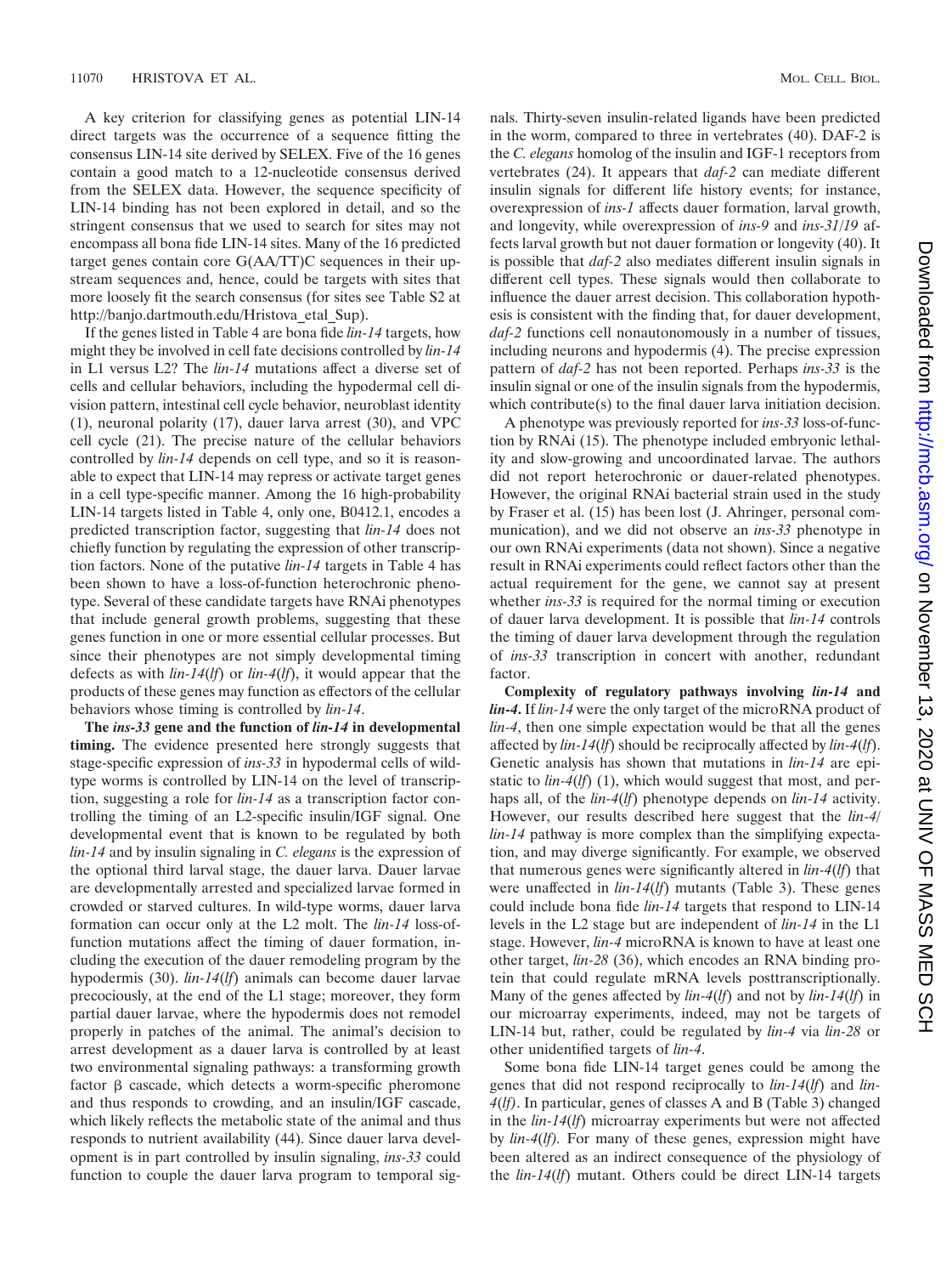A key criterion for classifying genes as potential LIN-14 direct targets was the occurrence of a sequence fitting the consensus LIN-14 site derived by SELEX. Five of the 16 genes contain a good match to a 12-nucleotide consensus derived from the SELEX data. However, the sequence specificity of LIN-14 binding has not been explored in detail, and so the stringent consensus that we used to search for sites may not encompass all bona fide LIN-14 sites. Many of the 16 predicted target genes contain core G(AA/TT)C sequences in their upstream sequences and, hence, could be targets with sites that more loosely fit the search consensus (for sites see Table S2 at http://banjo.dartmouth.edu/Hristova_etal_Sup).

If the genes listed in Table 4 are bona fide *lin-14* targets, how might they be involved in cell fate decisions controlled by *lin-14* in L1 versus L2? The *lin-14* mutations affect a diverse set of cells and cellular behaviors, including the hypodermal cell division pattern, intestinal cell cycle behavior, neuroblast identity (1), neuronal polarity (17), dauer larva arrest (30), and VPC cell cycle (21). The precise nature of the cellular behaviors controlled by *lin-14* depends on cell type, and so it is reasonable to expect that LIN-14 may repress or activate target genes in a cell type-specific manner. Among the 16 high-probability LIN-14 targets listed in Table 4, only one, B0412.1, encodes a predicted transcription factor, suggesting that *lin-14* does not chiefly function by regulating the expression of other transcription factors. None of the putative *lin-14* targets in Table 4 has been shown to have a loss-of-function heterochronic phenotype. Several of these candidate targets have RNAi phenotypes that include general growth problems, suggesting that these genes function in one or more essential cellular processes. But since their phenotypes are not simply developmental timing defects as with *lin-14*(*lf*) or *lin-4*(*lf*), it would appear that the products of these genes may function as effectors of the cellular behaviors whose timing is controlled by *lin-14*.

**The *ins-33* gene and the function of *lin-14* in developmental timing.** The evidence presented here strongly suggests that stage-specific expression of *ins-33* in hypodermal cells of wild-type worms is controlled by LIN-14 on the level of transcription, suggesting a role for *lin-14* as a transcription factor controlling the timing of an L2-specific insulin/IGF signal. One developmental event that is known to be regulated by both *lin-14* and by insulin signaling in *C. elegans* is the expression of the optional third larval stage, the dauer larva. Dauer larvae are developmentally arrested and specialized larvae formed in crowded or starved cultures. In wild-type worms, dauer larva formation can occur only at the L2 molt. The *lin-14* loss-of-function mutations affect the timing of dauer formation, including the execution of the dauer remodeling program by the hypodermis (30). *lin-14*(*lf*) animals can become dauer larvae precociously, at the end of the L1 stage; moreover, they form partial dauer larvae, where the hypodermis does not remodel properly in patches of the animal. The animal's decision to arrest development as a dauer larva is controlled by at least two environmental signaling pathways: a transforming growth factor β cascade, which detects a worm-specific pheromone and thus responds to crowding, and an insulin/IGF cascade, which likely reflects the metabolic state of the animal and thus responds to nutrient availability (44). Since dauer larva development is in part controlled by insulin signaling, *ins-33* could function to couple the dauer larva program to temporal signals. Thirty-seven insulin-related ligands have been predicted in the worm, compared to three in vertebrates (40). DAF-2 is the *C. elegans* homolog of the insulin and IGF-1 receptors from vertebrates (24). It appears that *daf-2* can mediate different insulin signals for different life history events; for instance, overexpression of *ins-1* affects dauer formation, larval growth, and longevity, while overexpression of *ins-9* and *ins-31/19* affects larval growth but not dauer formation or longevity (40). It is possible that *daf-2* also mediates different insulin signals in different cell types. These signals would then collaborate to influence the dauer arrest decision. This collaboration hypothesis is consistent with the finding that, for dauer development, *daf-2* functions cell nonautonomously in a number of tissues, including neurons and hypodermis (4). The precise expression pattern of *daf-2* has not been reported. Perhaps *ins-33* is the insulin signal or one of the insulin signals from the hypodermis, which contribute(s) to the final dauer larva initiation decision.

A phenotype was previously reported for *ins-33* loss-of-function by RNAi (15). The phenotype included embryonic lethality and slow-growing and uncoordinated larvae. The authors did not report heterochronic or dauer-related phenotypes. However, the original RNAi bacterial strain used in the study by Fraser et al. (15) has been lost (J. Ahringer, personal communication), and we did not observe an *ins-33* phenotype in our own RNAi experiments (data not shown). Since a negative result in RNAi experiments could reflect factors other than the actual requirement for the gene, we cannot say at present whether *ins-33* is required for the normal timing or execution of dauer larva development. It is possible that *lin-14* controls the timing of dauer larva development through the regulation of *ins-33* transcription in concert with another, redundant factor.

**Complexity of regulatory pathways involving *lin-14* and *lin-4*.** If *lin-14* were the only target of the microRNA product of *lin-4*, then one simple expectation would be that all the genes affected by *lin-14*(*lf*) should be reciprocally affected by *lin-4*(*lf*). Genetic analysis has shown that mutations in *lin-14* are epistatic to *lin-4*(*lf*) (1), which would suggest that most, and perhaps all, of the *lin-4*(*lf*) phenotype depends on *lin-14* activity. However, our results described here suggest that the *lin-4*/*lin-14* pathway is more complex than the simplifying expectation, and may diverge significantly. For example, we observed that numerous genes were significantly altered in *lin-4*(*lf*) that were unaffected in *lin-14*(*lf*) mutants (Table 3). These genes could include bona fide *lin-14* targets that respond to LIN-14 levels in the L2 stage but are independent of *lin-14* in the L1 stage. However, *lin-4* microRNA is known to have at least one other target, *lin-28* (36), which encodes an RNA binding protein that could regulate mRNA levels posttranscriptionally. Many of the genes affected by *lin-4*(*lf*) and not by *lin-14*(*lf*) in our microarray experiments, indeed, may not be targets of LIN-14 but, rather, could be regulated by *lin-4* via *lin-28* or other unidentified targets of *lin-4*.

Some bona fide LIN-14 target genes could be among the genes that did not respond reciprocally to *lin-14*(*lf*) and *lin-4*(*lf*). In particular, genes of classes A and B (Table 3) changed in the *lin-14*(*lf*) microarray experiments but were not affected by *lin-4*(*lf*). For many of these genes, expression might have been altered as an indirect consequence of the physiology of the *lin-14*(*lf*) mutant. Others could be direct LIN-14 targets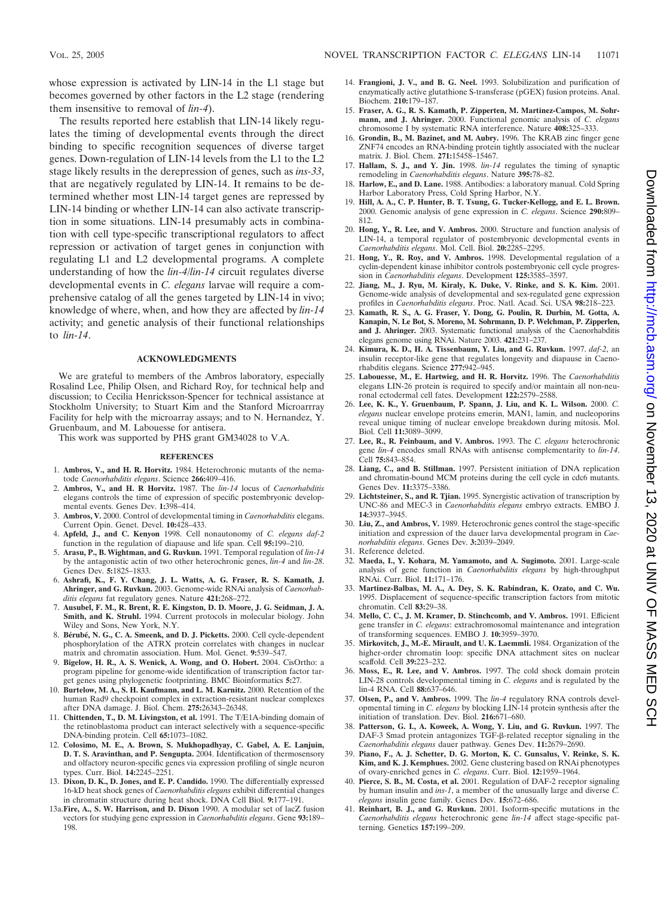whose expression is activated by LIN-14 in the L1 stage but becomes governed by other factors in the L2 stage (rendering them insensitive to removal of *lin-4*).

The results reported here establish that LIN-14 likely regulates the timing of developmental events through the direct binding to specific recognition sequences of diverse target genes. Down-regulation of LIN-14 levels from the L1 to the L2 stage likely results in the derepression of genes, such as *ins-33*, that are negatively regulated by LIN-14. It remains to be determined whether most LIN-14 target genes are repressed by LIN-14 binding or whether LIN-14 can also activate transcription in some situations. LIN-14 presumably acts in combination with cell type-specific transcriptional regulators to affect repression or activation of target genes in conjunction with regulating L1 and L2 developmental programs. A complete understanding of how the *lin-4*/*lin-14* circuit regulates diverse developmental events in *C. elegans* larvae will require a comprehensive catalog of all the genes targeted by LIN-14 in vivo; knowledge of where, when, and how they are affected by *lin-14* activity; and genetic analysis of their functional relationships to *lin-14*.

## ACKNOWLEDGMENTS

We are grateful to members of the Ambros laboratory, especially Rosalind Lee, Philip Olsen, and Richard Roy, for technical help and discussion; to Cecilia Henricksson-Spencer for technical assistance at Stockholm University; to Stuart Kim and the Stanford Microarray Facility for help with the microarray assays; and to N. Hernandez, Y. Gruenbaum, and M. Labouesse for antisera.

This work was supported by PHS grant GM34028 to V.A.

## REFERENCES

1. **Ambros, V., and H. R. Horvitz.** 1984. Heterochronic mutants of the nematode *Caenorhabditis elegans*. Science **266:**409–416.
2. **Ambros, V., and H. R Horvitz.** 1987. The *lin-14* locus of *Caenorhabditis* elegans controls the time of expression of specific postembryonic developmental events. Genes Dev. **1:**398–414.
3. **Ambros, V.** 2000. Control of developmental timing in *Caenorhabditis* elegans. Curr Opin. Genet. Devel. **10:**428–433.
4. **Apfeld, J., and C. Kenyon** 1998. Cell nonautonomy of *C. elegans daf-2* function in the regulation of diapause and life span. Cell **95:**199–210.
5. **Arasu, P., B. Wightman, and G. Ruvkun.** 1991. Temporal regulation of *lin-14* by the antagonistic actin of two other heterochronic genes, *lin-4* and *lin-28*. Genes Dev. **5:**1825–1833.
6. **Ashrafi, K., F. Y. Chang, J. L. Watts, A. G. Fraser, R. S. Kamath, J. Ahringer, and G. Ruvkun.** 2003. Genome-wide RNAi analysis of *Caenorhabditis elegans* fat regulatory genes. Nature **421:**268–272.
7. **Ausubel, F. M., R. Brent, R. E. Kingston, D. D. Moore, J. G. Seidman, J. A. Smith, and K. Struhl.** 1994. Current protocols in molecular biology. John Wiley and Sons, New York, N.Y.
8. **Bérubé, N. G., C. A. Smeenk, and D. J. Picketts.** 2000. Cell cycle-dependent phosphorylation of the ATRX protein correlates with changes in nuclear matrix and chromatin association. Hum. Mol. Genet. **9:**539–547.
9. **Bigelow, H. R., A. S. Wenick, A. Wong, and O. Hobert.** 2004. CisOrtho: a program pipeline for genome-wide identification of transcription factor target genes using phylogenetic footprinting. BMC Bioinformatics **5:**27.
10. **Burtelow, M. A., S. H. Kaufmann, and L. M. Karnitz.** 2000. Retention of the human Rad9 checkpoint complex in extraction-resistant nuclear complexes after DNA damage. J. Biol. Chem. **275:**26343–26348.
11. **Chittenden, T., D. M. Livingston, et al.** 1991. The T/E1A-binding domain of the retinoblastoma product can interact selectively with a sequence-specific DNA-binding protein. Cell **65:**1073–1082.
12. **Colosimo, M. E., A. Brown, S. Mukhopadhyay, C. Gabel, A. E. Lanjuin, D. T. S. Aravinthan, and P. Sengupta.** 2004. Identification of thermosensory and olfactory neuron-specific genes via expression profiling of single neuron types. Curr. Biol. **14:**2245–2251.
13. **Dixon, D. K., D. Jones, and E. P. Candido.** 1990. The differentially expressed 16-kD heat shock genes of *Caenorhabditis elegans* exhibit differential changes in chromatin structure during heat shock. DNA Cell Biol. **9:**177–191.

13a. **Fire, A., S. W. Harrison, and D. Dixon** 1990. A modular set of lacZ fusion vectors for studying gene expression in *Caenorhabditis elegans*. Gene **93:**189–198.

14. **Frangioni, J. V., and B. G. Neel.** 1993. Solubilization and purification of enzymatically active glutathione S-transferase (pGEX) fusion proteins. Anal. Biochem. **210:**179–187.
15. **Fraser, A. G., R. S. Kamath, P. Zipperten, M. Martinez-Campos, M. Sohrmann, and J. Ahringer.** 2000. Functional genomic analysis of *C. elegans* chromosome I by systematic RNA interference. Nature **408:**325–333.
16. **Grondin, B., M. Bazinet, and M. Aubry.** 1996. The KRAB zinc finger gene ZNF74 encodes an RNA-binding protein tightly associated with the nuclear matrix. J. Biol. Chem. **271:**15458–15467.
17. **Hallam, S. J., and Y. Jin.** 1998. *lin-14* regulates the timing of synaptic remodeling in *Caenorhabditis elegans*. Nature **395:**78–82.
18. **Harlow, E., and D. Lane.** 1988. Antibodies: a laboratory manual. Cold Spring Harbor Laboratory Press, Cold Spring Harbor, N.Y.
19. **Hill, A. A., C. P. Hunter, B. T. Tsung, G. Tucker-Kellogg, and E. L. Brown.** 2000. Genomic analysis of gene expression in *C. elegans*. Science **290:**809–812.
20. **Hong, Y., R. Lee, and V. Ambros.** 2000. Structure and function analysis of LIN-14, a temporal regulator of postembryonic developmental events in *Caenorhabditis elegans*. Mol. Cell. Biol. **20:**2285–2295.
21. **Hong, Y., R. Roy, and V. Ambros.** 1998. Developmental regulation of a cyclin-dependent kinase inhibitor controls postembryonic cell cycle progression in *Caenorhabditis elegans*. Development **125:**3585–3597.
22. **Jiang, M., J. Ryu, M. Kiraly, K. Duke, V. Rinke, and S. K. Kim.** 2001. Genome-wide analysis of developmental and sex-regulated gene expression profiles in *Caenorhabditis elegans*. Proc. Natl. Acad. Sci. USA **98:**218–223.
23. **Kamath, R. S., A. G. Fraser, Y. Dong, G. Poulin, R. Durbin, M. Gotta, A. Kanapin, N. Le Bot, S. Moreno, M. Sohrmann, D. P. Welchman, P. Zipperlen, and J. Ahringer.** 2003. Systematic functional analysis of the Caenorhabditis elegans genome using RNAi. Nature 2003. **421:**231–237.
24. **Kimura, K. D., H. A. Tissenbaum, Y. Liu, and G. Ruvkun.** 1997. *daf-2*, an insulin receptor-like gene that regulates longevity and diapause in Caenorhabditis elegans. Science **277:**942–945.
25. **Labouesse, M., E. Hartwieg, and H. R. Horvitz.** 1996. The *Caenorhabditis* elegans LIN-26 protein is required to specify and/or maintain all non-neuronal ectodermal cell fates. Development **122:**2579–2588.
26. **Lee, K. K., Y. Gruenbaum, P. Spann, J. Liu, and K. L. Wilson.** 2000. *C. elegans* nuclear envelope proteins emerin, MAN1, lamin, and nucleoporins reveal unique timing of nuclear envelope breakdown during mitosis. Mol. Biol. Cell **11:**3089–3099.
27. **Lee, R., R. Feinbaum, and V. Ambros.** 1993. The *C. elegans* heterochronic gene *lin-4* encodes small RNAs with antisense complementarity to *lin-14*. Cell **75:**843–854.
28. **Liang, C., and B. Stillman.** 1997. Persistent initiation of DNA replication and chromatin-bound MCM proteins during the cell cycle in cdc6 mutants. Genes Dev. **11:**3375–3386.
29. **Lichtsteiner, S., and R. Tjian.** 1995. Synergistic activation of transcription by UNC-86 and MEC-3 in *Caenorhabditis elegans* embryo extracts. EMBO J. **14:**3937–3945.
30. **Liu, Z., and Ambros, V.** 1989. Heterochronic genes control the stage-specific initiation and expression of the dauer larva developmental program in *Caenorhabditis elegans*. Genes Dev. **3:**2039–2049.
31. Reference deleted.
32. **Maeda, I., Y. Kohara, M. Yamamoto, and A. Sugimoto.** 2001. Large-scale analysis of gene function in *Caenorhabditis elegans* by high-throughput RNAi. Curr. Biol. **11:**171–176.
33. **Martinez-Balbas, M. A., A. Dey, S. K. Rabindran, K. Ozato, and C. Wu.** 1995. Displacement of sequence-specific transcription factors from mitotic chromatin. Cell **83:**29–38.
34. **Mello, C. C., J. M. Kramer, D. Stinchcomb, and V. Ambros.** 1991. Efficient gene transfer in *C. elegans*: extrachromosomal maintenance and integration of transforming sequences. EMBO J. **10:**3959–3970.
35. **Mirkovitch, J., M.-E. Mirault, and U. K. Laemmli.** 1984. Organization of the higher-order chromatin loop: specific DNA attachment sites on nuclear scaffold. Cell **39:**223–232.
36. **Moss, E., R. Lee, and V. Ambros.** 1997. The cold shock domain protein LIN-28 controls developmental timing in *C. elegans* and is regulated by the lin-4 RNA. Cell **88:**637–646.
37. **Olsen, P., and V. Ambros.** 1999. The *lin-4* regulatory RNA controls developmental timing in *C. elegans* by blocking LIN-14 protein synthesis after the initiation of translation. Dev. Biol. **216:**671–680.
38. **Patterson, G. I., A. Koweek, A. Wong, Y. Liu, and G. Ruvkun.** 1997. The DAF-3 Smad protein antagonizes TGF-β-related receptor signaling in the *Caenorhabditis elegans* dauer pathway. Genes Dev. **11:**2679–2690.
39. **Piano, F., A. J. Schetter, D. G. Morton, K. C. Gunsalus, V. Reinke, S. K. Kim, and K. J. Kemphues.** 2002. Gene clustering based on RNAi phenotypes of ovary-enriched genes in *C. elegans*. Curr. Biol. **12:**1959–1964.
40. **Pierce, S. B., M. Costa, et al.** 2001. Regulation of DAF-2 receptor signaling by human insulin and *ins-1*, a member of the unusually large and diverse *C. elegans* insulin gene family. Genes Dev. **15:**672–686.
41. **Reinhart, B. J., and G. Ruvkun.** 2001. Isoform-specific mutations in the *Caenorhabditis elegans* heterochronic gene *lin-14* affect stage-specific patterning. Genetics **157:**199–209.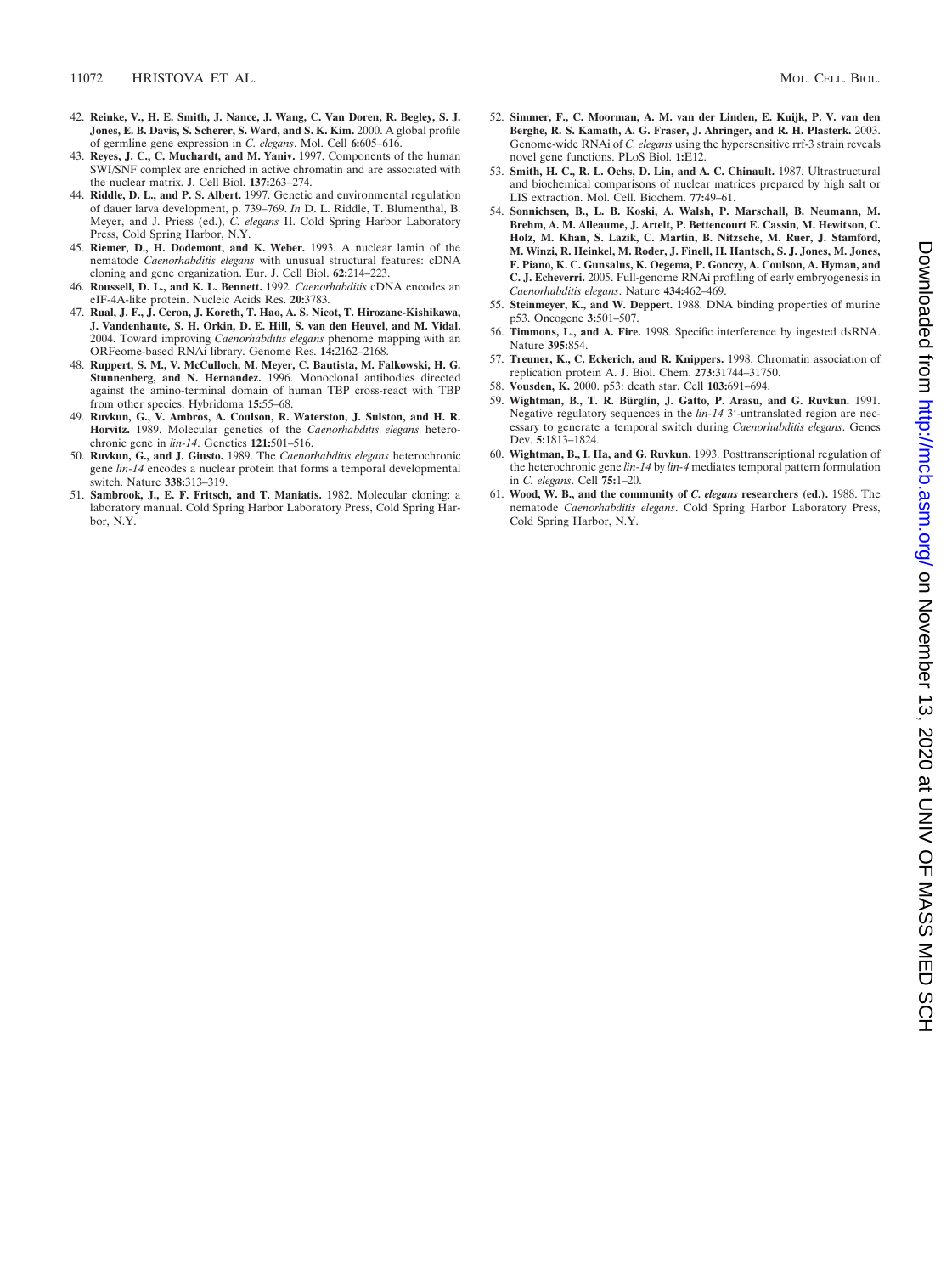42. **Reinke, V., H. E. Smith, J. Nance, J. Wang, C. Van Doren, R. Begley, S. J. Jones, E. B. Davis, S. Scherer, S. Ward, and S. K. Kim.** 2000. A global profile of germline gene expression in *C. elegans*. Mol. Cell **6:**605–616.
43. **Reyes, J. C., C. Muchardt, and M. Yaniv.** 1997. Components of the human SWI/SNF complex are enriched in active chromatin and are associated with the nuclear matrix. J. Cell Biol. **137:**263–274.
44. **Riddle, D. L., and P. S. Albert.** 1997. Genetic and environmental regulation of dauer larva development, p. 739–769. *In* D. L. Riddle, T. Blumenthal, B. Meyer, and J. Priess (ed.), *C. elegans* II. Cold Spring Harbor Laboratory Press, Cold Spring Harbor, N.Y.
45. **Riemer, D., H. Dodemont, and K. Weber.** 1993. A nuclear lamin of the nematode *Caenorhabditis elegans* with unusual structural features: cDNA cloning and gene organization. Eur. J. Cell Biol. **62:**214–223.
46. **Roussell, D. L., and K. L. Bennett.** 1992. *Caenorhabditis* cDNA encodes an eIF-4A-like protein. Nucleic Acids Res. **20:**3783.
47. **Rual, J. F., J. Ceron, J. Koreth, T. Hao, A. S. Nicot, T. Hirozane-Kishikawa, J. Vandenhaute, S. H. Orkin, D. E. Hill, S. van den Heuvel, and M. Vidal.** 2004. Toward improving *Caenorhabditis elegans* phenome mapping with an ORFeome-based RNAi library. Genome Res. **14:**2162–2168.
48. **Ruppert, S. M., V. McCulloch, M. Meyer, C. Bautista, M. Falkowski, H. G. Stunnenberg, and N. Hernandez.** 1996. Monoclonal antibodies directed against the amino-terminal domain of human TBP cross-react with TBP from other species. Hybridoma **15:**55–68.
49. **Ruvkun, G., V. Ambros, A. Coulson, R. Waterston, J. Sulston, and H. R. Horvitz.** 1989. Molecular genetics of the *Caenorhabditis elegans* heterochronic gene *lin-14*. Genetics **121:**501–516.
50. **Ruvkun, G., and J. Giusto.** 1989. The *Caenorhabditis elegans* heterochronic gene *lin-14* encodes a nuclear protein that forms a temporal developmental switch. Nature **338:**313–319.
51. **Sambrook, J., E. F. Fritsch, and T. Maniatis.** 1982. Molecular cloning: a laboratory manual. Cold Spring Harbor Laboratory Press, Cold Spring Harbor, N.Y.
52. **Simmer, F., C. Moorman, A. M. van der Linden, E. Kuijk, P. V. van den Berghe, R. S. Kamath, A. G. Fraser, J. Ahringer, and R. H. Plasterk.** 2003. Genome-wide RNAi of *C. elegans* using the hypersensitive rrf-3 strain reveals novel gene functions. PLoS Biol. **1:**E12.
53. **Smith, H. C., R. L. Ochs, D. Lin, and A. C. Chinault.** 1987. Ultrastructural and biochemical comparisons of nuclear matrices prepared by high salt or LIS extraction. Mol. Cell. Biochem. **77:**49–61.
54. **Sonnichsen, B., L. B. Koski, A. Walsh, P. Marschall, B. Neumann, M. Brehm, A. M. Alleaume, J. Artelt, P. Bettencourt E. Cassin, M. Hewitson, C. Holz, M. Khan, S. Lazik, C. Martin, B. Nitzsche, M. Ruer, J. Stamford, M. Winzi, R. Heinkel, M. Roder, J. Finell, H. Hantsch, S. J. Jones, M. Jones, F. Piano, K. C. Gunsalus, K. Oegema, P. Gonczy, A. Coulson, A. Hyman, and C. J. Echeverri.** 2005. Full-genome RNAi profiling of early embryogenesis in *Caenorhabditis elegans*. Nature **434:**462–469.
55. **Steinmeyer, K., and W. Deppert.** 1988. DNA binding properties of murine p53. Oncogene **3:**501–507.
56. **Timmons, L., and A. Fire.** 1998. Specific interference by ingested dsRNA. Nature **395:**854.
57. **Treuner, K., C. Eckerich, and R. Knippers.** 1998. Chromatin association of replication protein A. J. Biol. Chem. **273:**31744–31750.
58. **Vousden, K.** 2000. p53: death star. Cell **103:**691–694.
59. **Wightman, B., T. R. Bürglin, J. Gatto, P. Arasu, and G. Ruvkun.** 1991. Negative regulatory sequences in the *lin-14* 3′-untranslated region are necessary to generate a temporal switch during *Caenorhabditis elegans*. Genes Dev. **5:**1813–1824.
60. **Wightman, B., I. Ha, and G. Ruvkun.** 1993. Posttranscriptional regulation of the heterochronic gene *lin-14* by *lin-4* mediates temporal pattern formulation in *C. elegans*. Cell **75:**1–20.
61. **Wood, W. B., and the community of *C. elegans* researchers (ed.).** 1988. The nematode *Caenorhabditis elegans*. Cold Spring Harbor Laboratory Press, Cold Spring Harbor, N.Y.